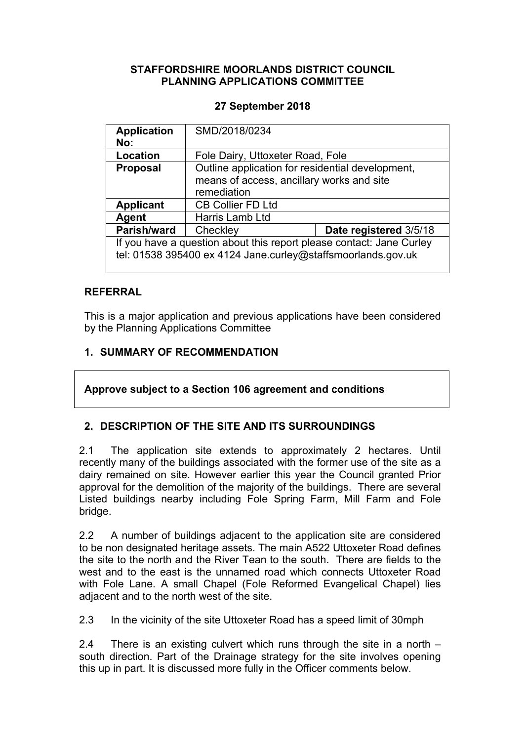**STAFFORDSHIRE MOORLANDS DISTRICT COUNCIL**
**PLANNING APPLICATIONS COMMITTEE**

**27 September 2018**

| | | |
|---|---|---|
| **Application No:** | SMD/2018/0234 | |
| **Location** | Fole Dairy, Uttoxeter Road, Fole | |
| **Proposal** | Outline application for residential development, means of access, ancillary works and site remediation | |
| **Applicant** | CB Collier FD Ltd | |
| **Agent** | Harris Lamb Ltd | |
| **Parish/ward** | Checkley | **Date registered** 3/5/18 |
| If you have a question about this report please contact: Jane Curley tel: 01538 395400 ex 4124 Jane.curley@staffsmoorlands.gov.uk | | |

## REFERRAL

This is a major application and previous applications have been considered by the Planning Applications Committee

## 1. SUMMARY OF RECOMMENDATION

**Approve subject to a Section 106 agreement and conditions**

## 2. DESCRIPTION OF THE SITE AND ITS SURROUNDINGS

2.1 The application site extends to approximately 2 hectares. Until recently many of the buildings associated with the former use of the site as a dairy remained on site. However earlier this year the Council granted Prior approval for the demolition of the majority of the buildings. There are several Listed buildings nearby including Fole Spring Farm, Mill Farm and Fole bridge.

2.2 A number of buildings adjacent to the application site are considered to be non designated heritage assets. The main A522 Uttoxeter Road defines the site to the north and the River Tean to the south. There are fields to the west and to the east is the unnamed road which connects Uttoxeter Road with Fole Lane. A small Chapel (Fole Reformed Evangelical Chapel) lies adjacent and to the north west of the site.

2.3 In the vicinity of the site Uttoxeter Road has a speed limit of 30mph

2.4 There is an existing culvert which runs through the site in a north – south direction. Part of the Drainage strategy for the site involves opening this up in part. It is discussed more fully in the Officer comments below.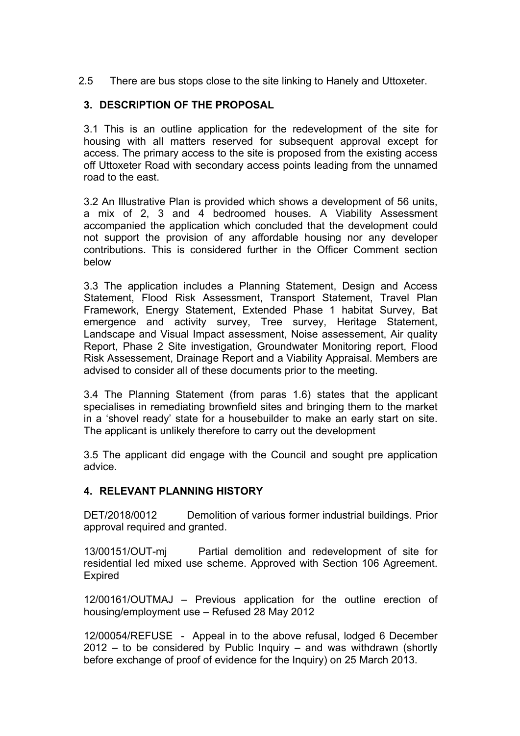2.5 There are bus stops close to the site linking to Hanely and Uttoxeter.

## 3. DESCRIPTION OF THE PROPOSAL

3.1 This is an outline application for the redevelopment of the site for housing with all matters reserved for subsequent approval except for access. The primary access to the site is proposed from the existing access off Uttoxeter Road with secondary access points leading from the unnamed road to the east.

3.2 An Illustrative Plan is provided which shows a development of 56 units, a mix of 2, 3 and 4 bedroomed houses. A Viability Assessment accompanied the application which concluded that the development could not support the provision of any affordable housing nor any developer contributions. This is considered further in the Officer Comment section below

3.3 The application includes a Planning Statement, Design and Access Statement, Flood Risk Assessment, Transport Statement, Travel Plan Framework, Energy Statement, Extended Phase 1 habitat Survey, Bat emergence and activity survey, Tree survey, Heritage Statement, Landscape and Visual Impact assessment, Noise assessement, Air quality Report, Phase 2 Site investigation, Groundwater Monitoring report, Flood Risk Assessement, Drainage Report and a Viability Appraisal. Members are advised to consider all of these documents prior to the meeting.

3.4 The Planning Statement (from paras 1.6) states that the applicant specialises in remediating brownfield sites and bringing them to the market in a 'shovel ready' state for a housebuilder to make an early start on site. The applicant is unlikely therefore to carry out the development

3.5 The applicant did engage with the Council and sought pre application advice.

## 4. RELEVANT PLANNING HISTORY

DET/2018/0012 Demolition of various former industrial buildings. Prior approval required and granted.

13/00151/OUT-mj Partial demolition and redevelopment of site for residential led mixed use scheme. Approved with Section 106 Agreement. Expired

12/00161/OUTMAJ – Previous application for the outline erection of housing/employment use – Refused 28 May 2012

12/00054/REFUSE - Appeal in to the above refusal, lodged 6 December 2012 – to be considered by Public Inquiry – and was withdrawn (shortly before exchange of proof of evidence for the Inquiry) on 25 March 2013.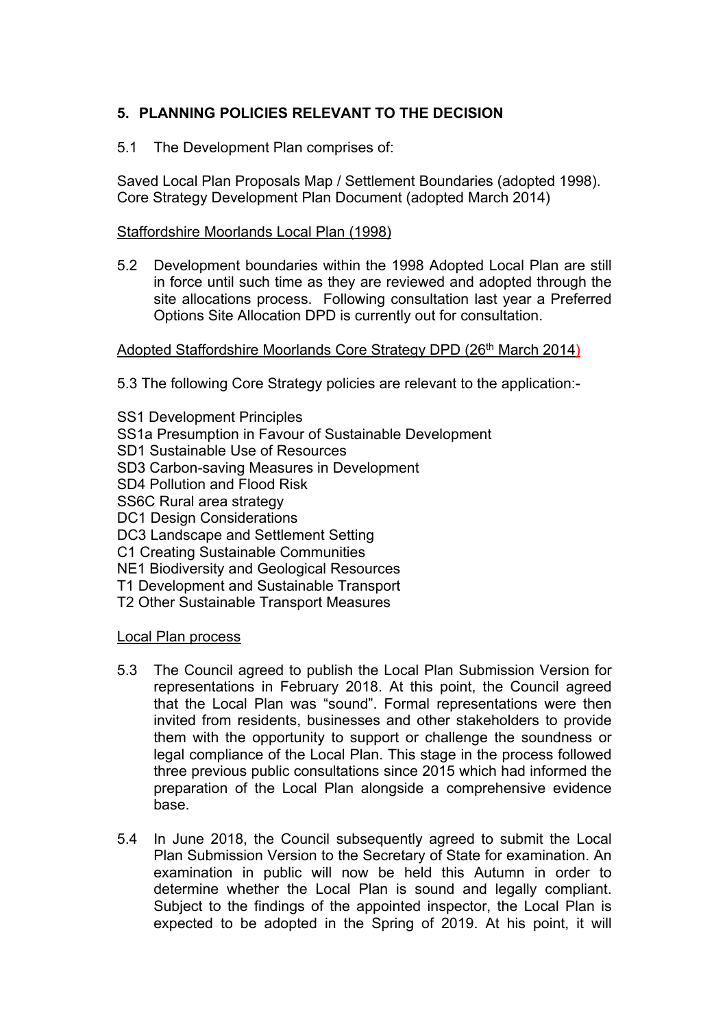## 5. PLANNING POLICIES RELEVANT TO THE DECISION

5.1 The Development Plan comprises of:

Saved Local Plan Proposals Map / Settlement Boundaries (adopted 1998).
Core Strategy Development Plan Document (adopted March 2014)

Staffordshire Moorlands Local Plan (1998)

5.2 Development boundaries within the 1998 Adopted Local Plan are still in force until such time as they are reviewed and adopted through the site allocations process. Following consultation last year a Preferred Options Site Allocation DPD is currently out for consultation.

Adopted Staffordshire Moorlands Core Strategy DPD (26th March 2014)

5.3 The following Core Strategy policies are relevant to the application:-

SS1 Development Principles
SS1a Presumption in Favour of Sustainable Development
SD1 Sustainable Use of Resources
SD3 Carbon-saving Measures in Development
SD4 Pollution and Flood Risk
SS6C Rural area strategy
DC1 Design Considerations
DC3 Landscape and Settlement Setting
C1 Creating Sustainable Communities
NE1 Biodiversity and Geological Resources
T1 Development and Sustainable Transport
T2 Other Sustainable Transport Measures

Local Plan process

5.3 The Council agreed to publish the Local Plan Submission Version for representations in February 2018. At this point, the Council agreed that the Local Plan was "sound". Formal representations were then invited from residents, businesses and other stakeholders to provide them with the opportunity to support or challenge the soundness or legal compliance of the Local Plan. This stage in the process followed three previous public consultations since 2015 which had informed the preparation of the Local Plan alongside a comprehensive evidence base.

5.4 In June 2018, the Council subsequently agreed to submit the Local Plan Submission Version to the Secretary of State for examination. An examination in public will now be held this Autumn in order to determine whether the Local Plan is sound and legally compliant. Subject to the findings of the appointed inspector, the Local Plan is expected to be adopted in the Spring of 2019. At his point, it will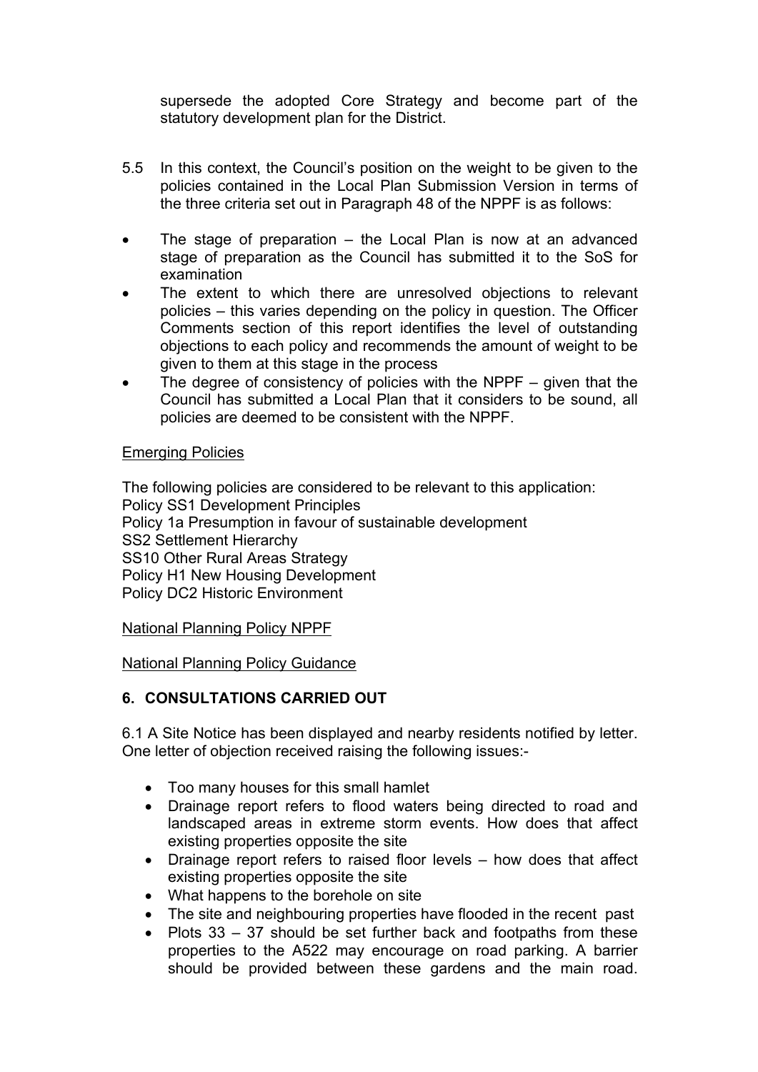supersede the adopted Core Strategy and become part of the statutory development plan for the District.

5.5 In this context, the Council's position on the weight to be given to the policies contained in the Local Plan Submission Version in terms of the three criteria set out in Paragraph 48 of the NPPF is as follows:

- The stage of preparation – the Local Plan is now at an advanced stage of preparation as the Council has submitted it to the SoS for examination
- The extent to which there are unresolved objections to relevant policies – this varies depending on the policy in question. The Officer Comments section of this report identifies the level of outstanding objections to each policy and recommends the amount of weight to be given to them at this stage in the process
- The degree of consistency of policies with the NPPF – given that the Council has submitted a Local Plan that it considers to be sound, all policies are deemed to be consistent with the NPPF.

Emerging Policies

The following policies are considered to be relevant to this application:
Policy SS1 Development Principles
Policy 1a Presumption in favour of sustainable development
SS2 Settlement Hierarchy
SS10 Other Rural Areas Strategy
Policy H1 New Housing Development
Policy DC2 Historic Environment

National Planning Policy NPPF

National Planning Policy Guidance

## 6. CONSULTATIONS CARRIED OUT

6.1 A Site Notice has been displayed and nearby residents notified by letter. One letter of objection received raising the following issues:-

- Too many houses for this small hamlet
- Drainage report refers to flood waters being directed to road and landscaped areas in extreme storm events. How does that affect existing properties opposite the site
- Drainage report refers to raised floor levels – how does that affect existing properties opposite the site
- What happens to the borehole on site
- The site and neighbouring properties have flooded in the recent past
- Plots 33 – 37 should be set further back and footpaths from these properties to the A522 may encourage on road parking. A barrier should be provided between these gardens and the main road.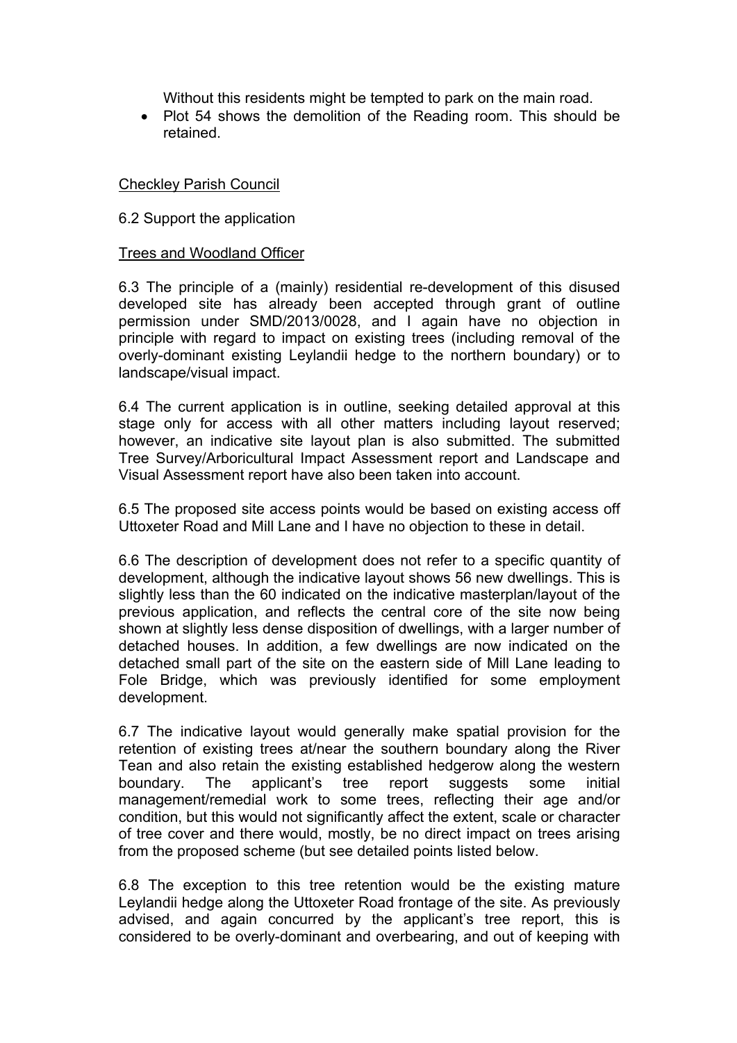Without this residents might be tempted to park on the main road.

- Plot 54 shows the demolition of the Reading room. This should be retained.

Checkley Parish Council

6.2 Support the application

Trees and Woodland Officer

6.3 The principle of a (mainly) residential re-development of this disused developed site has already been accepted through grant of outline permission under SMD/2013/0028, and I again have no objection in principle with regard to impact on existing trees (including removal of the overly-dominant existing Leylandii hedge to the northern boundary) or to landscape/visual impact.

6.4 The current application is in outline, seeking detailed approval at this stage only for access with all other matters including layout reserved; however, an indicative site layout plan is also submitted. The submitted Tree Survey/Arboricultural Impact Assessment report and Landscape and Visual Assessment report have also been taken into account.

6.5 The proposed site access points would be based on existing access off Uttoxeter Road and Mill Lane and I have no objection to these in detail.

6.6 The description of development does not refer to a specific quantity of development, although the indicative layout shows 56 new dwellings. This is slightly less than the 60 indicated on the indicative masterplan/layout of the previous application, and reflects the central core of the site now being shown at slightly less dense disposition of dwellings, with a larger number of detached houses. In addition, a few dwellings are now indicated on the detached small part of the site on the eastern side of Mill Lane leading to Fole Bridge, which was previously identified for some employment development.

6.7 The indicative layout would generally make spatial provision for the retention of existing trees at/near the southern boundary along the River Tean and also retain the existing established hedgerow along the western boundary. The applicant's tree report suggests some initial management/remedial work to some trees, reflecting their age and/or condition, but this would not significantly affect the extent, scale or character of tree cover and there would, mostly, be no direct impact on trees arising from the proposed scheme (but see detailed points listed below.

6.8 The exception to this tree retention would be the existing mature Leylandii hedge along the Uttoxeter Road frontage of the site. As previously advised, and again concurred by the applicant's tree report, this is considered to be overly-dominant and overbearing, and out of keeping with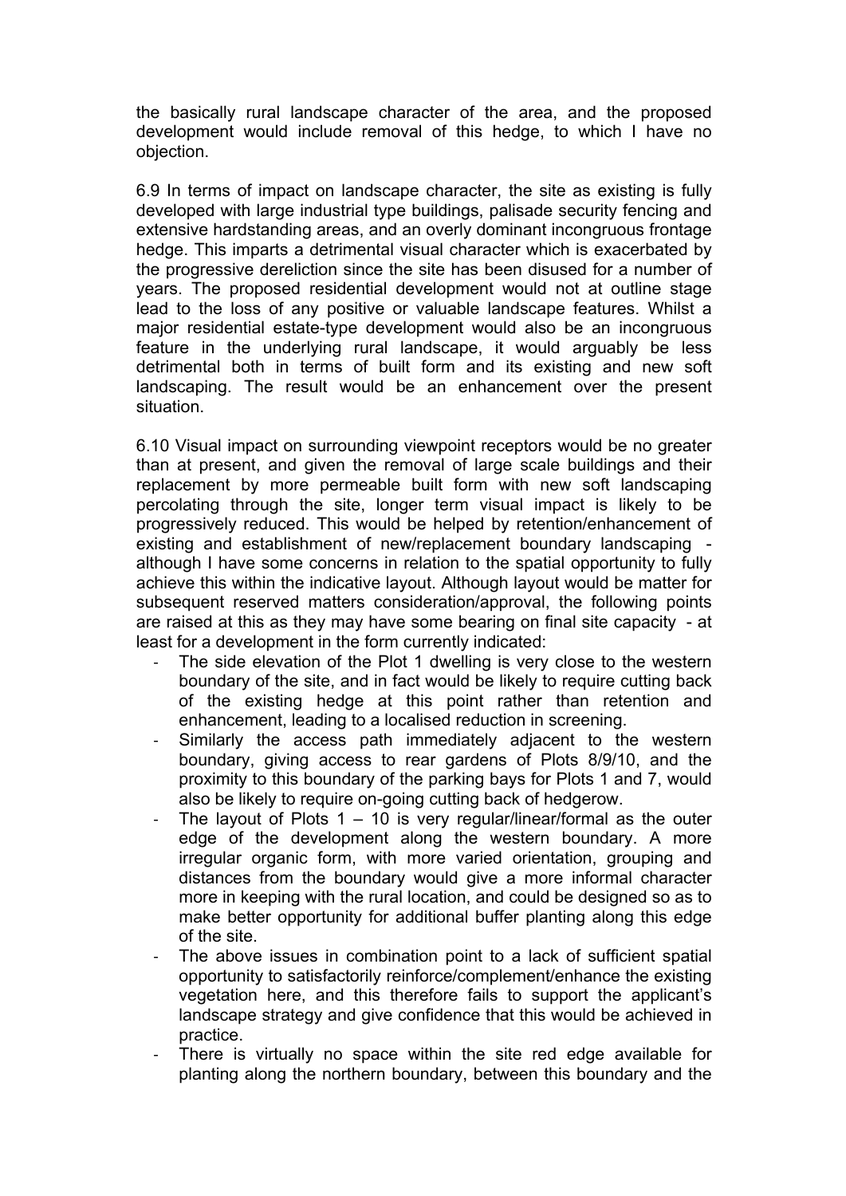the basically rural landscape character of the area, and the proposed development would include removal of this hedge, to which I have no objection.

6.9 In terms of impact on landscape character, the site as existing is fully developed with large industrial type buildings, palisade security fencing and extensive hardstanding areas, and an overly dominant incongruous frontage hedge. This imparts a detrimental visual character which is exacerbated by the progressive dereliction since the site has been disused for a number of years. The proposed residential development would not at outline stage lead to the loss of any positive or valuable landscape features. Whilst a major residential estate-type development would also be an incongruous feature in the underlying rural landscape, it would arguably be less detrimental both in terms of built form and its existing and new soft landscaping. The result would be an enhancement over the present situation.

6.10 Visual impact on surrounding viewpoint receptors would be no greater than at present, and given the removal of large scale buildings and their replacement by more permeable built form with new soft landscaping percolating through the site, longer term visual impact is likely to be progressively reduced. This would be helped by retention/enhancement of existing and establishment of new/replacement boundary landscaping - although I have some concerns in relation to the spatial opportunity to fully achieve this within the indicative layout. Although layout would be matter for subsequent reserved matters consideration/approval, the following points are raised at this as they may have some bearing on final site capacity - at least for a development in the form currently indicated:

- The side elevation of the Plot 1 dwelling is very close to the western boundary of the site, and in fact would be likely to require cutting back of the existing hedge at this point rather than retention and enhancement, leading to a localised reduction in screening.
- Similarly the access path immediately adjacent to the western boundary, giving access to rear gardens of Plots 8/9/10, and the proximity to this boundary of the parking bays for Plots 1 and 7, would also be likely to require on-going cutting back of hedgerow.
- The layout of Plots 1 – 10 is very regular/linear/formal as the outer edge of the development along the western boundary. A more irregular organic form, with more varied orientation, grouping and distances from the boundary would give a more informal character more in keeping with the rural location, and could be designed so as to make better opportunity for additional buffer planting along this edge of the site.
- The above issues in combination point to a lack of sufficient spatial opportunity to satisfactorily reinforce/complement/enhance the existing vegetation here, and this therefore fails to support the applicant's landscape strategy and give confidence that this would be achieved in practice.
- There is virtually no space within the site red edge available for planting along the northern boundary, between this boundary and the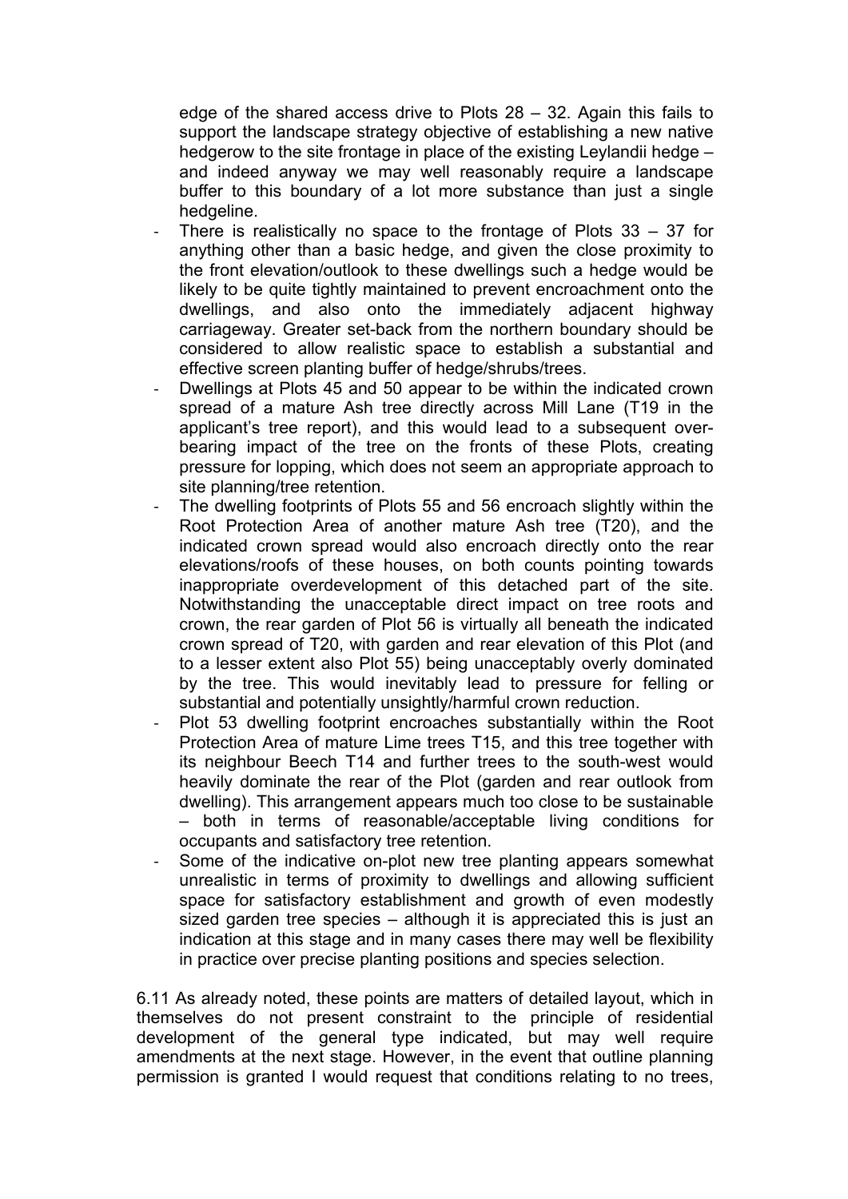edge of the shared access drive to Plots 28 – 32. Again this fails to support the landscape strategy objective of establishing a new native hedgerow to the site frontage in place of the existing Leylandii hedge – and indeed anyway we may well reasonably require a landscape buffer to this boundary of a lot more substance than just a single hedgeline.

- There is realistically no space to the frontage of Plots 33 – 37 for anything other than a basic hedge, and given the close proximity to the front elevation/outlook to these dwellings such a hedge would be likely to be quite tightly maintained to prevent encroachment onto the dwellings, and also onto the immediately adjacent highway carriageway. Greater set-back from the northern boundary should be considered to allow realistic space to establish a substantial and effective screen planting buffer of hedge/shrubs/trees.
- Dwellings at Plots 45 and 50 appear to be within the indicated crown spread of a mature Ash tree directly across Mill Lane (T19 in the applicant's tree report), and this would lead to a subsequent over-bearing impact of the tree on the fronts of these Plots, creating pressure for lopping, which does not seem an appropriate approach to site planning/tree retention.
- The dwelling footprints of Plots 55 and 56 encroach slightly within the Root Protection Area of another mature Ash tree (T20), and the indicated crown spread would also encroach directly onto the rear elevations/roofs of these houses, on both counts pointing towards inappropriate overdevelopment of this detached part of the site. Notwithstanding the unacceptable direct impact on tree roots and crown, the rear garden of Plot 56 is virtually all beneath the indicated crown spread of T20, with garden and rear elevation of this Plot (and to a lesser extent also Plot 55) being unacceptably overly dominated by the tree. This would inevitably lead to pressure for felling or substantial and potentially unsightly/harmful crown reduction.
- Plot 53 dwelling footprint encroaches substantially within the Root Protection Area of mature Lime trees T15, and this tree together with its neighbour Beech T14 and further trees to the south-west would heavily dominate the rear of the Plot (garden and rear outlook from dwelling). This arrangement appears much too close to be sustainable – both in terms of reasonable/acceptable living conditions for occupants and satisfactory tree retention.
- Some of the indicative on-plot new tree planting appears somewhat unrealistic in terms of proximity to dwellings and allowing sufficient space for satisfactory establishment and growth of even modestly sized garden tree species – although it is appreciated this is just an indication at this stage and in many cases there may well be flexibility in practice over precise planting positions and species selection.

6.11 As already noted, these points are matters of detailed layout, which in themselves do not present constraint to the principle of residential development of the general type indicated, but may well require amendments at the next stage. However, in the event that outline planning permission is granted I would request that conditions relating to no trees,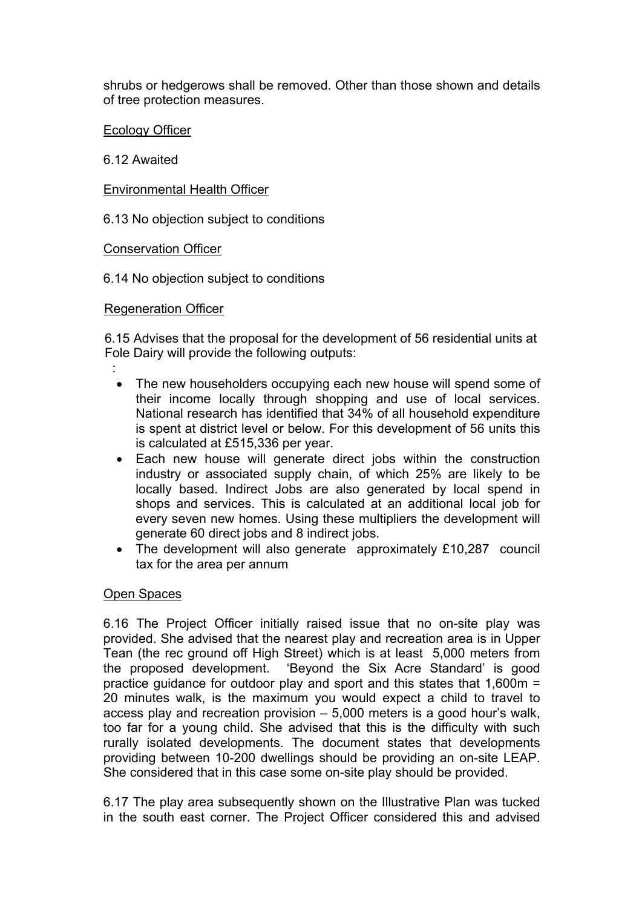shrubs or hedgerows shall be removed. Other than those shown and details of tree protection measures.

Ecology Officer

6.12 Awaited

Environmental Health Officer

6.13 No objection subject to conditions

Conservation Officer

6.14 No objection subject to conditions

Regeneration Officer

6.15 Advises that the proposal for the development of 56 residential units at Fole Dairy will provide the following outputs:

:

- The new householders occupying each new house will spend some of their income locally through shopping and use of local services. National research has identified that 34% of all household expenditure is spent at district level or below. For this development of 56 units this is calculated at £515,336 per year.
- Each new house will generate direct jobs within the construction industry or associated supply chain, of which 25% are likely to be locally based. Indirect Jobs are also generated by local spend in shops and services. This is calculated at an additional local job for every seven new homes. Using these multipliers the development will generate 60 direct jobs and 8 indirect jobs.
- The development will also generate approximately £10,287 council tax for the area per annum

Open Spaces

6.16 The Project Officer initially raised issue that no on-site play was provided. She advised that the nearest play and recreation area is in Upper Tean (the rec ground off High Street) which is at least 5,000 meters from the proposed development. 'Beyond the Six Acre Standard' is good practice guidance for outdoor play and sport and this states that 1,600m = 20 minutes walk, is the maximum you would expect a child to travel to access play and recreation provision – 5,000 meters is a good hour's walk, too far for a young child. She advised that this is the difficulty with such rurally isolated developments. The document states that developments providing between 10-200 dwellings should be providing an on-site LEAP. She considered that in this case some on-site play should be provided.

6.17 The play area subsequently shown on the Illustrative Plan was tucked in the south east corner. The Project Officer considered this and advised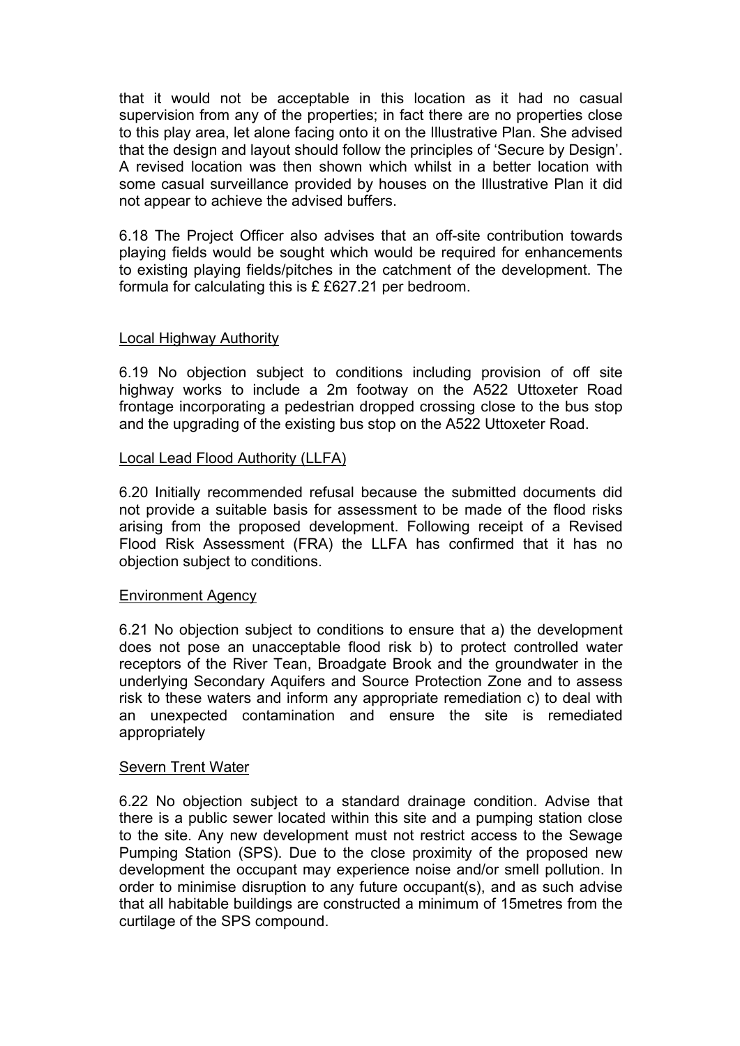that it would not be acceptable in this location as it had no casual supervision from any of the properties; in fact there are no properties close to this play area, let alone facing onto it on the Illustrative Plan. She advised that the design and layout should follow the principles of 'Secure by Design'. A revised location was then shown which whilst in a better location with some casual surveillance provided by houses on the Illustrative Plan it did not appear to achieve the advised buffers.

6.18 The Project Officer also advises that an off-site contribution towards playing fields would be sought which would be required for enhancements to existing playing fields/pitches in the catchment of the development. The formula for calculating this is £ £627.21 per bedroom.

Local Highway Authority

6.19 No objection subject to conditions including provision of off site highway works to include a 2m footway on the A522 Uttoxeter Road frontage incorporating a pedestrian dropped crossing close to the bus stop and the upgrading of the existing bus stop on the A522 Uttoxeter Road.

Local Lead Flood Authority (LLFA)

6.20 Initially recommended refusal because the submitted documents did not provide a suitable basis for assessment to be made of the flood risks arising from the proposed development. Following receipt of a Revised Flood Risk Assessment (FRA) the LLFA has confirmed that it has no objection subject to conditions.

Environment Agency

6.21 No objection subject to conditions to ensure that a) the development does not pose an unacceptable flood risk b) to protect controlled water receptors of the River Tean, Broadgate Brook and the groundwater in the underlying Secondary Aquifers and Source Protection Zone and to assess risk to these waters and inform any appropriate remediation c) to deal with an unexpected contamination and ensure the site is remediated appropriately

Severn Trent Water

6.22 No objection subject to a standard drainage condition. Advise that there is a public sewer located within this site and a pumping station close to the site. Any new development must not restrict access to the Sewage Pumping Station (SPS). Due to the close proximity of the proposed new development the occupant may experience noise and/or smell pollution. In order to minimise disruption to any future occupant(s), and as such advise that all habitable buildings are constructed a minimum of 15metres from the curtilage of the SPS compound.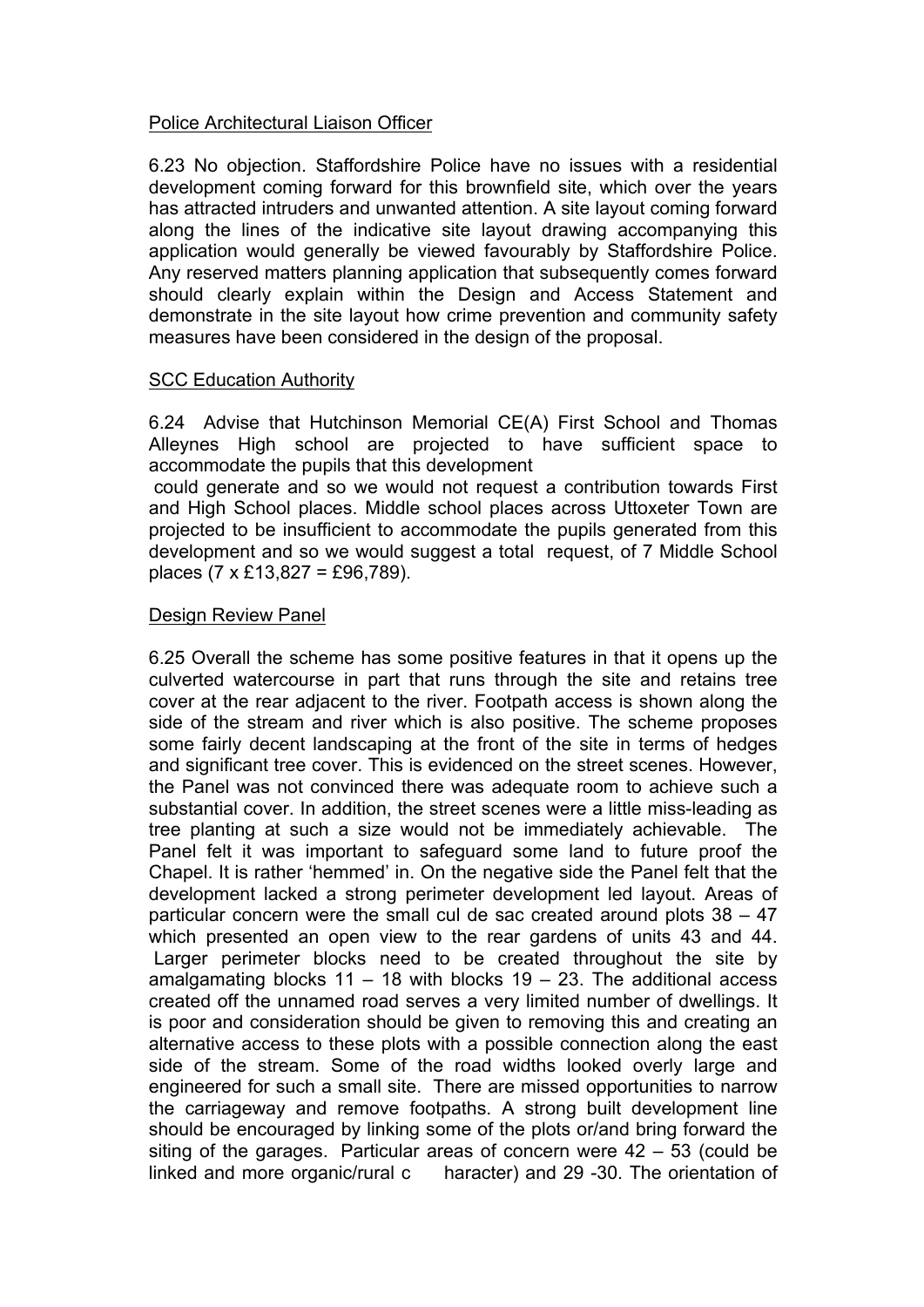Police Architectural Liaison Officer

6.23 No objection. Staffordshire Police have no issues with a residential development coming forward for this brownfield site, which over the years has attracted intruders and unwanted attention. A site layout coming forward along the lines of the indicative site layout drawing accompanying this application would generally be viewed favourably by Staffordshire Police. Any reserved matters planning application that subsequently comes forward should clearly explain within the Design and Access Statement and demonstrate in the site layout how crime prevention and community safety measures have been considered in the design of the proposal.

SCC Education Authority

6.24 Advise that Hutchinson Memorial CE(A) First School and Thomas Alleynes High school are projected to have sufficient space to accommodate the pupils that this development could generate and so we would not request a contribution towards First and High School places. Middle school places across Uttoxeter Town are projected to be insufficient to accommodate the pupils generated from this development and so we would suggest a total request, of 7 Middle School places (7 x £13,827 = £96,789).

Design Review Panel

6.25 Overall the scheme has some positive features in that it opens up the culverted watercourse in part that runs through the site and retains tree cover at the rear adjacent to the river. Footpath access is shown along the side of the stream and river which is also positive. The scheme proposes some fairly decent landscaping at the front of the site in terms of hedges and significant tree cover. This is evidenced on the street scenes. However, the Panel was not convinced there was adequate room to achieve such a substantial cover. In addition, the street scenes were a little miss-leading as tree planting at such a size would not be immediately achievable. The Panel felt it was important to safeguard some land to future proof the Chapel. It is rather 'hemmed' in. On the negative side the Panel felt that the development lacked a strong perimeter development led layout. Areas of particular concern were the small cul de sac created around plots 38 – 47 which presented an open view to the rear gardens of units 43 and 44. Larger perimeter blocks need to be created throughout the site by amalgamating blocks 11 – 18 with blocks 19 – 23. The additional access created off the unnamed road serves a very limited number of dwellings. It is poor and consideration should be given to removing this and creating an alternative access to these plots with a possible connection along the east side of the stream. Some of the road widths looked overly large and engineered for such a small site. There are missed opportunities to narrow the carriageway and remove footpaths. A strong built development line should be encouraged by linking some of the plots or/and bring forward the siting of the garages. Particular areas of concern were 42 – 53 (could be linked and more organic/rural character) and 29 -30. The orientation of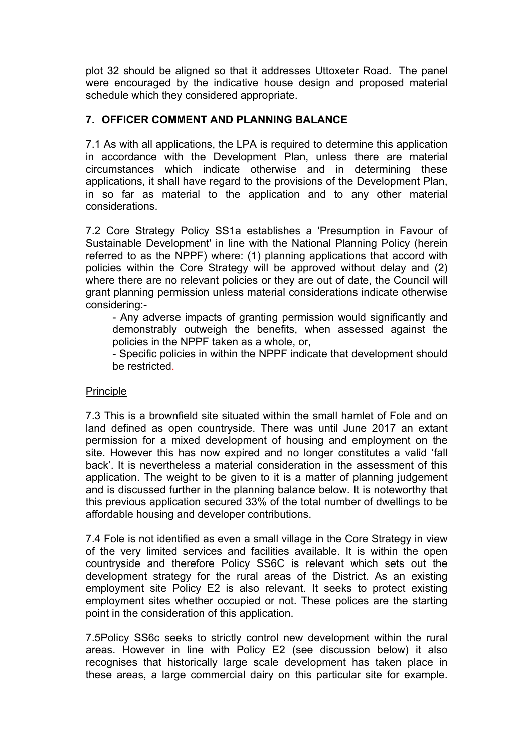plot 32 should be aligned so that it addresses Uttoxeter Road. The panel were encouraged by the indicative house design and proposed material schedule which they considered appropriate.

## 7. OFFICER COMMENT AND PLANNING BALANCE

7.1 As with all applications, the LPA is required to determine this application in accordance with the Development Plan, unless there are material circumstances which indicate otherwise and in determining these applications, it shall have regard to the provisions of the Development Plan, in so far as material to the application and to any other material considerations.

7.2 Core Strategy Policy SS1a establishes a 'Presumption in Favour of Sustainable Development' in line with the National Planning Policy (herein referred to as the NPPF) where: (1) planning applications that accord with policies within the Core Strategy will be approved without delay and (2) where there are no relevant policies or they are out of date, the Council will grant planning permission unless material considerations indicate otherwise considering:-

- Any adverse impacts of granting permission would significantly and demonstrably outweigh the benefits, when assessed against the policies in the NPPF taken as a whole, or,
- Specific policies in within the NPPF indicate that development should be restricted.

### Principle

7.3 This is a brownfield site situated within the small hamlet of Fole and on land defined as open countryside. There was until June 2017 an extant permission for a mixed development of housing and employment on the site. However this has now expired and no longer constitutes a valid 'fall back'. It is nevertheless a material consideration in the assessment of this application. The weight to be given to it is a matter of planning judgement and is discussed further in the planning balance below. It is noteworthy that this previous application secured 33% of the total number of dwellings to be affordable housing and developer contributions.

7.4 Fole is not identified as even a small village in the Core Strategy in view of the very limited services and facilities available. It is within the open countryside and therefore Policy SS6C is relevant which sets out the development strategy for the rural areas of the District. As an existing employment site Policy E2 is also relevant. It seeks to protect existing employment sites whether occupied or not. These polices are the starting point in the consideration of this application.

7.5Policy SS6c seeks to strictly control new development within the rural areas. However in line with Policy E2 (see discussion below) it also recognises that historically large scale development has taken place in these areas, a large commercial dairy on this particular site for example.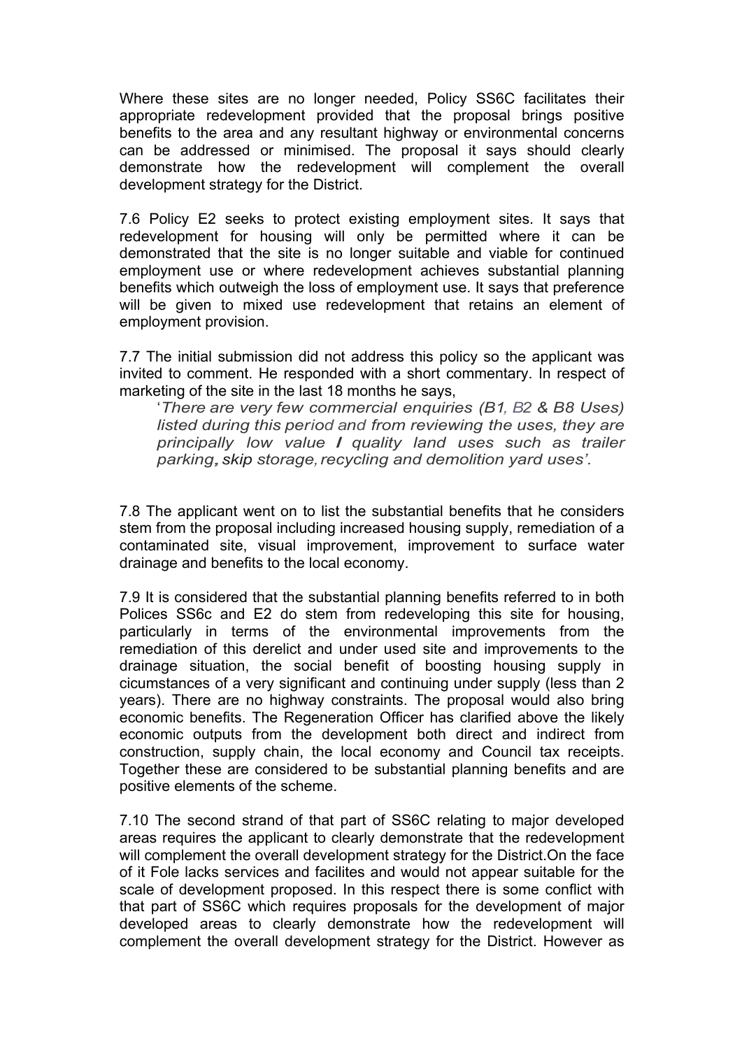Where these sites are no longer needed, Policy SS6C facilitates their appropriate redevelopment provided that the proposal brings positive benefits to the area and any resultant highway or environmental concerns can be addressed or minimised. The proposal it says should clearly demonstrate how the redevelopment will complement the overall development strategy for the District.

7.6 Policy E2 seeks to protect existing employment sites. It says that redevelopment for housing will only be permitted where it can be demonstrated that the site is no longer suitable and viable for continued employment use or where redevelopment achieves substantial planning benefits which outweigh the loss of employment use. It says that preference will be given to mixed use redevelopment that retains an element of employment provision.

7.7 The initial submission did not address this policy so the applicant was invited to comment. He responded with a short commentary. In respect of marketing of the site in the last 18 months he says,

> '*There are very few commercial enquiries (B1, B2 & B8 Uses) listed during this period and from reviewing the uses, they are principally low value / quality land uses such as trailer parking, skip storage, recycling and demolition yard uses'.*

7.8 The applicant went on to list the substantial benefits that he considers stem from the proposal including increased housing supply, remediation of a contaminated site, visual improvement, improvement to surface water drainage and benefits to the local economy.

7.9 It is considered that the substantial planning benefits referred to in both Polices SS6c and E2 do stem from redeveloping this site for housing, particularly in terms of the environmental improvements from the remediation of this derelict and under used site and improvements to the drainage situation, the social benefit of boosting housing supply in cicumstances of a very significant and continuing under supply (less than 2 years). There are no highway constraints. The proposal would also bring economic benefits. The Regeneration Officer has clarified above the likely economic outputs from the development both direct and indirect from construction, supply chain, the local economy and Council tax receipts. Together these are considered to be substantial planning benefits and are positive elements of the scheme.

7.10 The second strand of that part of SS6C relating to major developed areas requires the applicant to clearly demonstrate that the redevelopment will complement the overall development strategy for the District.On the face of it Fole lacks services and facilites and would not appear suitable for the scale of development proposed. In this respect there is some conflict with that part of SS6C which requires proposals for the development of major developed areas to clearly demonstrate how the redevelopment will complement the overall development strategy for the District. However as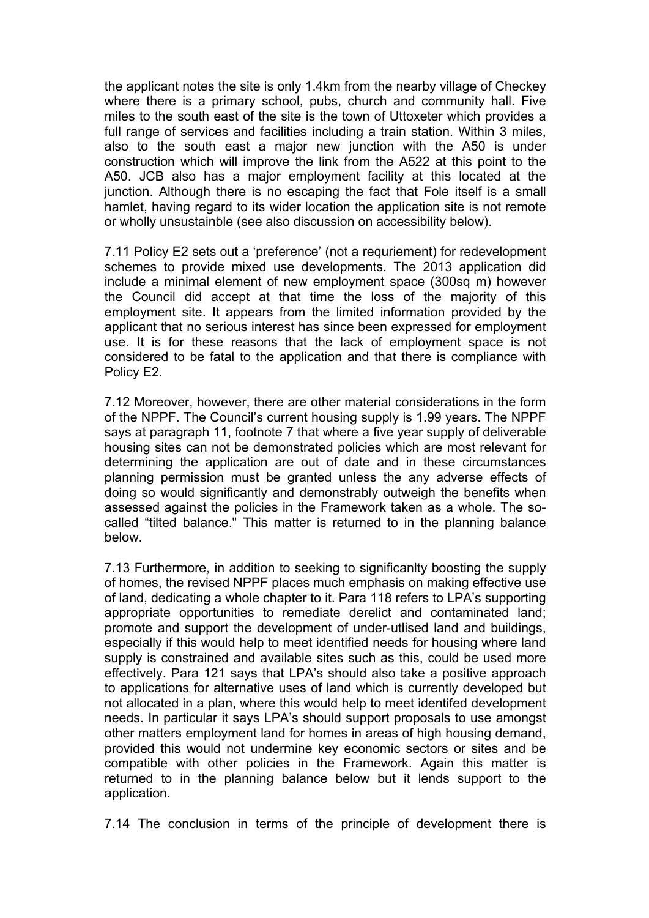the applicant notes the site is only 1.4km from the nearby village of Checkey where there is a primary school, pubs, church and community hall. Five miles to the south east of the site is the town of Uttoxeter which provides a full range of services and facilities including a train station. Within 3 miles, also to the south east a major new junction with the A50 is under construction which will improve the link from the A522 at this point to the A50. JCB also has a major employment facility at this located at the junction. Although there is no escaping the fact that Fole itself is a small hamlet, having regard to its wider location the application site is not remote or wholly unsustainble (see also discussion on accessibility below).

7.11 Policy E2 sets out a 'preference' (not a requriement) for redevelopment schemes to provide mixed use developments. The 2013 application did include a minimal element of new employment space (300sq m) however the Council did accept at that time the loss of the majority of this employment site. It appears from the limited information provided by the applicant that no serious interest has since been expressed for employment use. It is for these reasons that the lack of employment space is not considered to be fatal to the application and that there is compliance with Policy E2.

7.12 Moreover, however, there are other material considerations in the form of the NPPF. The Council's current housing supply is 1.99 years. The NPPF says at paragraph 11, footnote 7 that where a five year supply of deliverable housing sites can not be demonstrated policies which are most relevant for determining the application are out of date and in these circumstances planning permission must be granted unless the any adverse effects of doing so would significantly and demonstrably outweigh the benefits when assessed against the policies in the Framework taken as a whole. The so-called "tilted balance." This matter is returned to in the planning balance below.

7.13 Furthermore, in addition to seeking to significanlty boosting the supply of homes, the revised NPPF places much emphasis on making effective use of land, dedicating a whole chapter to it. Para 118 refers to LPA's supporting appropriate opportunities to remediate derelict and contaminated land; promote and support the development of under-utlised land and buildings, especially if this would help to meet identified needs for housing where land supply is constrained and available sites such as this, could be used more effectively. Para 121 says that LPA's should also take a positive approach to applications for alternative uses of land which is currently developed but not allocated in a plan, where this would help to meet identifed development needs. In particular it says LPA's should support proposals to use amongst other matters employment land for homes in areas of high housing demand, provided this would not undermine key economic sectors or sites and be compatible with other policies in the Framework. Again this matter is returned to in the planning balance below but it lends support to the application.

7.14 The conclusion in terms of the principle of development there is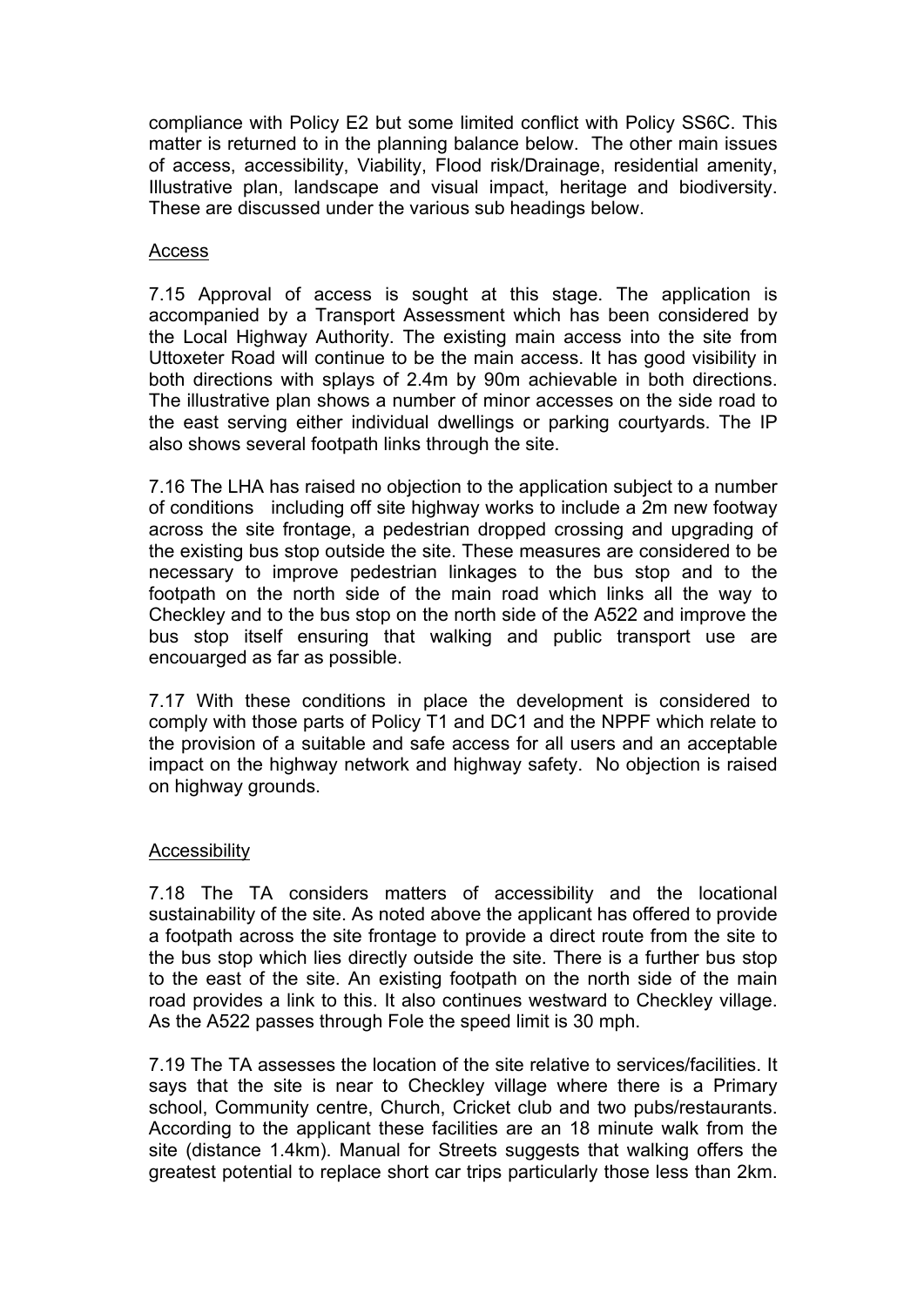compliance with Policy E2 but some limited conflict with Policy SS6C. This matter is returned to in the planning balance below. The other main issues of access, accessibility, Viability, Flood risk/Drainage, residential amenity, Illustrative plan, landscape and visual impact, heritage and biodiversity. These are discussed under the various sub headings below.

## Access

7.15 Approval of access is sought at this stage. The application is accompanied by a Transport Assessment which has been considered by the Local Highway Authority. The existing main access into the site from Uttoxeter Road will continue to be the main access. It has good visibility in both directions with splays of 2.4m by 90m achievable in both directions. The illustrative plan shows a number of minor accesses on the side road to the east serving either individual dwellings or parking courtyards. The IP also shows several footpath links through the site.

7.16 The LHA has raised no objection to the application subject to a number of conditions including off site highway works to include a 2m new footway across the site frontage, a pedestrian dropped crossing and upgrading of the existing bus stop outside the site. These measures are considered to be necessary to improve pedestrian linkages to the bus stop and to the footpath on the north side of the main road which links all the way to Checkley and to the bus stop on the north side of the A522 and improve the bus stop itself ensuring that walking and public transport use are encouarged as far as possible.

7.17 With these conditions in place the development is considered to comply with those parts of Policy T1 and DC1 and the NPPF which relate to the provision of a suitable and safe access for all users and an acceptable impact on the highway network and highway safety. No objection is raised on highway grounds.

## Accessibility

7.18 The TA considers matters of accessibility and the locational sustainability of the site. As noted above the applicant has offered to provide a footpath across the site frontage to provide a direct route from the site to the bus stop which lies directly outside the site. There is a further bus stop to the east of the site. An existing footpath on the north side of the main road provides a link to this. It also continues westward to Checkley village. As the A522 passes through Fole the speed limit is 30 mph.

7.19 The TA assesses the location of the site relative to services/facilities. It says that the site is near to Checkley village where there is a Primary school, Community centre, Church, Cricket club and two pubs/restaurants. According to the applicant these facilities are an 18 minute walk from the site (distance 1.4km). Manual for Streets suggests that walking offers the greatest potential to replace short car trips particularly those less than 2km.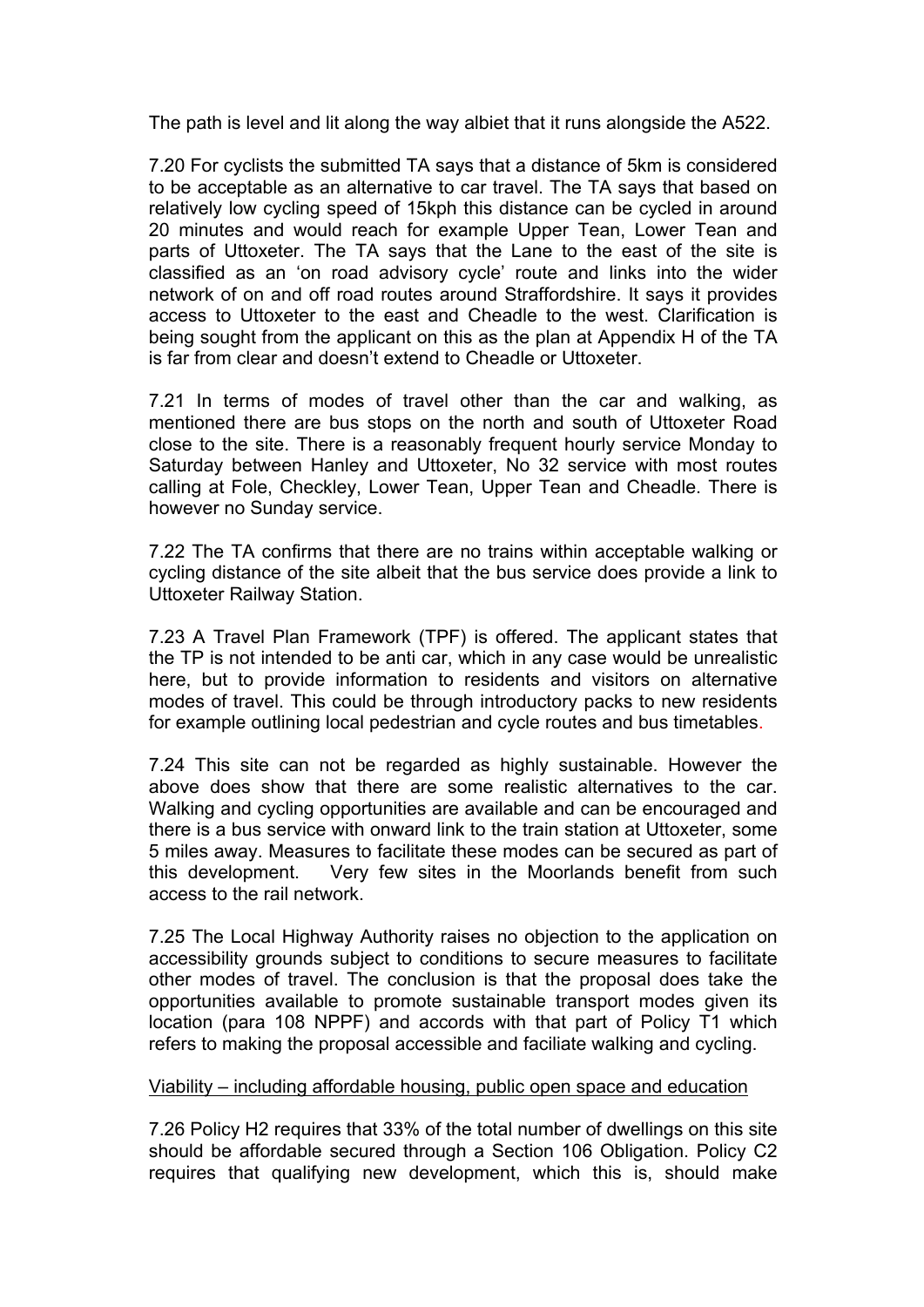The path is level and lit along the way albiet that it runs alongside the A522.

7.20 For cyclists the submitted TA says that a distance of 5km is considered to be acceptable as an alternative to car travel. The TA says that based on relatively low cycling speed of 15kph this distance can be cycled in around 20 minutes and would reach for example Upper Tean, Lower Tean and parts of Uttoxeter. The TA says that the Lane to the east of the site is classified as an 'on road advisory cycle' route and links into the wider network of on and off road routes around Straffordshire. It says it provides access to Uttoxeter to the east and Cheadle to the west. Clarification is being sought from the applicant on this as the plan at Appendix H of the TA is far from clear and doesn't extend to Cheadle or Uttoxeter.

7.21 In terms of modes of travel other than the car and walking, as mentioned there are bus stops on the north and south of Uttoxeter Road close to the site. There is a reasonably frequent hourly service Monday to Saturday between Hanley and Uttoxeter, No 32 service with most routes calling at Fole, Checkley, Lower Tean, Upper Tean and Cheadle. There is however no Sunday service.

7.22 The TA confirms that there are no trains within acceptable walking or cycling distance of the site albeit that the bus service does provide a link to Uttoxeter Railway Station.

7.23 A Travel Plan Framework (TPF) is offered. The applicant states that the TP is not intended to be anti car, which in any case would be unrealistic here, but to provide information to residents and visitors on alternative modes of travel. This could be through introductory packs to new residents for example outlining local pedestrian and cycle routes and bus timetables.

7.24 This site can not be regarded as highly sustainable. However the above does show that there are some realistic alternatives to the car. Walking and cycling opportunities are available and can be encouraged and there is a bus service with onward link to the train station at Uttoxeter, some 5 miles away. Measures to facilitate these modes can be secured as part of this development. Very few sites in the Moorlands benefit from such access to the rail network.

7.25 The Local Highway Authority raises no objection to the application on accessibility grounds subject to conditions to secure measures to facilitate other modes of travel. The conclusion is that the proposal does take the opportunities available to promote sustainable transport modes given its location (para 108 NPPF) and accords with that part of Policy T1 which refers to making the proposal accessible and faciliate walking and cycling.

Viability – including affordable housing, public open space and education

7.26 Policy H2 requires that 33% of the total number of dwellings on this site should be affordable secured through a Section 106 Obligation. Policy C2 requires that qualifying new development, which this is, should make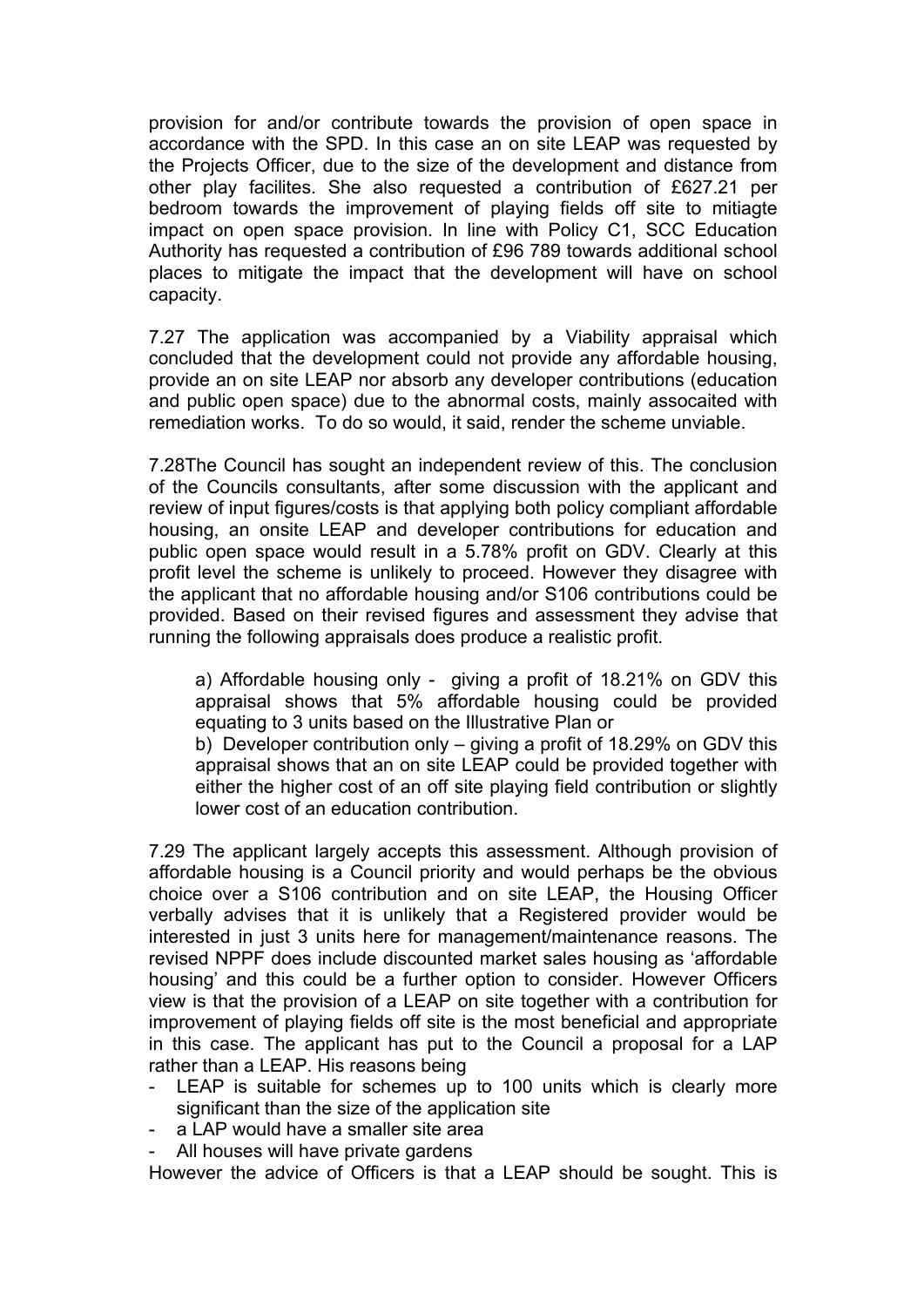provision for and/or contribute towards the provision of open space in accordance with the SPD. In this case an on site LEAP was requested by the Projects Officer, due to the size of the development and distance from other play facilites. She also requested a contribution of £627.21 per bedroom towards the improvement of playing fields off site to mitiagte impact on open space provision. In line with Policy C1, SCC Education Authority has requested a contribution of £96 789 towards additional school places to mitigate the impact that the development will have on school capacity.

7.27 The application was accompanied by a Viability appraisal which concluded that the development could not provide any affordable housing, provide an on site LEAP nor absorb any developer contributions (education and public open space) due to the abnormal costs, mainly assocaited with remediation works. To do so would, it said, render the scheme unviable.

7.28The Council has sought an independent review of this. The conclusion of the Councils consultants, after some discussion with the applicant and review of input figures/costs is that applying both policy compliant affordable housing, an onsite LEAP and developer contributions for education and public open space would result in a 5.78% profit on GDV. Clearly at this profit level the scheme is unlikely to proceed. However they disagree with the applicant that no affordable housing and/or S106 contributions could be provided. Based on their revised figures and assessment they advise that running the following appraisals does produce a realistic profit.

a) Affordable housing only - giving a profit of 18.21% on GDV this appraisal shows that 5% affordable housing could be provided equating to 3 units based on the Illustrative Plan or

b) Developer contribution only – giving a profit of 18.29% on GDV this appraisal shows that an on site LEAP could be provided together with either the higher cost of an off site playing field contribution or slightly lower cost of an education contribution.

7.29 The applicant largely accepts this assessment. Although provision of affordable housing is a Council priority and would perhaps be the obvious choice over a S106 contribution and on site LEAP, the Housing Officer verbally advises that it is unlikely that a Registered provider would be interested in just 3 units here for management/maintenance reasons. The revised NPPF does include discounted market sales housing as 'affordable housing' and this could be a further option to consider. However Officers view is that the provision of a LEAP on site together with a contribution for improvement of playing fields off site is the most beneficial and appropriate in this case. The applicant has put to the Council a proposal for a LAP rather than a LEAP. His reasons being

- LEAP is suitable for schemes up to 100 units which is clearly more significant than the size of the application site
- a LAP would have a smaller site area
- All houses will have private gardens

However the advice of Officers is that a LEAP should be sought. This is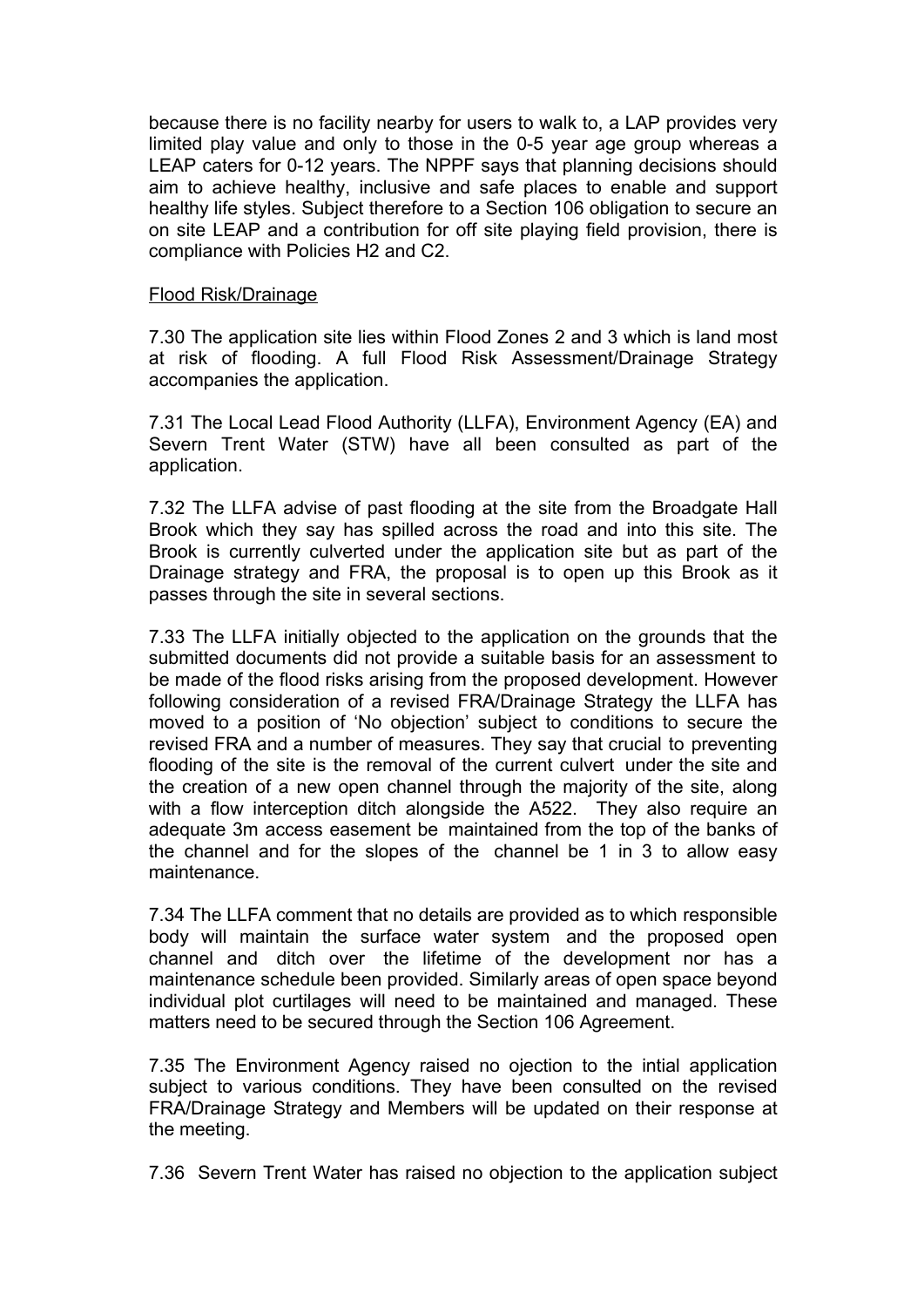because there is no facility nearby for users to walk to, a LAP provides very limited play value and only to those in the 0-5 year age group whereas a LEAP caters for 0-12 years. The NPPF says that planning decisions should aim to achieve healthy, inclusive and safe places to enable and support healthy life styles. Subject therefore to a Section 106 obligation to secure an on site LEAP and a contribution for off site playing field provision, there is compliance with Policies H2 and C2.

Flood Risk/Drainage

7.30 The application site lies within Flood Zones 2 and 3 which is land most at risk of flooding. A full Flood Risk Assessment/Drainage Strategy accompanies the application.

7.31 The Local Lead Flood Authority (LLFA), Environment Agency (EA) and Severn Trent Water (STW) have all been consulted as part of the application.

7.32 The LLFA advise of past flooding at the site from the Broadgate Hall Brook which they say has spilled across the road and into this site. The Brook is currently culverted under the application site but as part of the Drainage strategy and FRA, the proposal is to open up this Brook as it passes through the site in several sections.

7.33 The LLFA initially objected to the application on the grounds that the submitted documents did not provide a suitable basis for an assessment to be made of the flood risks arising from the proposed development. However following consideration of a revised FRA/Drainage Strategy the LLFA has moved to a position of 'No objection' subject to conditions to secure the revised FRA and a number of measures. They say that crucial to preventing flooding of the site is the removal of the current culvert under the site and the creation of a new open channel through the majority of the site, along with a flow interception ditch alongside the A522. They also require an adequate 3m access easement be maintained from the top of the banks of the channel and for the slopes of the channel be 1 in 3 to allow easy maintenance.

7.34 The LLFA comment that no details are provided as to which responsible body will maintain the surface water system and the proposed open channel and ditch over the lifetime of the development nor has a maintenance schedule been provided. Similarly areas of open space beyond individual plot curtilages will need to be maintained and managed. These matters need to be secured through the Section 106 Agreement.

7.35 The Environment Agency raised no ojection to the intial application subject to various conditions. They have been consulted on the revised FRA/Drainage Strategy and Members will be updated on their response at the meeting.

7.36 Severn Trent Water has raised no objection to the application subject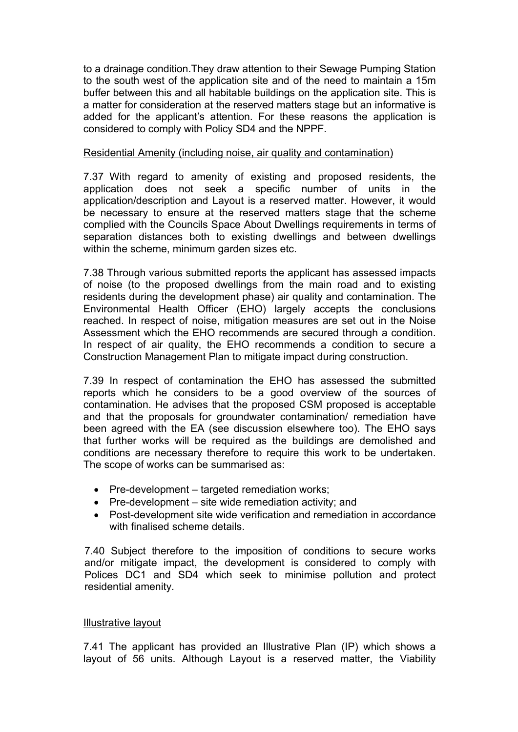to a drainage condition.They draw attention to their Sewage Pumping Station to the south west of the application site and of the need to maintain a 15m buffer between this and all habitable buildings on the application site. This is a matter for consideration at the reserved matters stage but an informative is added for the applicant's attention. For these reasons the application is considered to comply with Policy SD4 and the NPPF.

Residential Amenity (including noise, air quality and contamination)

7.37 With regard to amenity of existing and proposed residents, the application does not seek a specific number of units in the application/description and Layout is a reserved matter. However, it would be necessary to ensure at the reserved matters stage that the scheme complied with the Councils Space About Dwellings requirements in terms of separation distances both to existing dwellings and between dwellings within the scheme, minimum garden sizes etc.

7.38 Through various submitted reports the applicant has assessed impacts of noise (to the proposed dwellings from the main road and to existing residents during the development phase) air quality and contamination. The Environmental Health Officer (EHO) largely accepts the conclusions reached. In respect of noise, mitigation measures are set out in the Noise Assessment which the EHO recommends are secured through a condition. In respect of air quality, the EHO recommends a condition to secure a Construction Management Plan to mitigate impact during construction.

7.39 In respect of contamination the EHO has assessed the submitted reports which he considers to be a good overview of the sources of contamination. He advises that the proposed CSM proposed is acceptable and that the proposals for groundwater contamination/ remediation have been agreed with the EA (see discussion elsewhere too). The EHO says that further works will be required as the buildings are demolished and conditions are necessary therefore to require this work to be undertaken. The scope of works can be summarised as:

- Pre-development – targeted remediation works;
- Pre-development – site wide remediation activity; and
- Post-development site wide verification and remediation in accordance with finalised scheme details.

7.40 Subject therefore to the imposition of conditions to secure works and/or mitigate impact, the development is considered to comply with Polices DC1 and SD4 which seek to minimise pollution and protect residential amenity.

Illustrative layout

7.41 The applicant has provided an Illustrative Plan (IP) which shows a layout of 56 units. Although Layout is a reserved matter, the Viability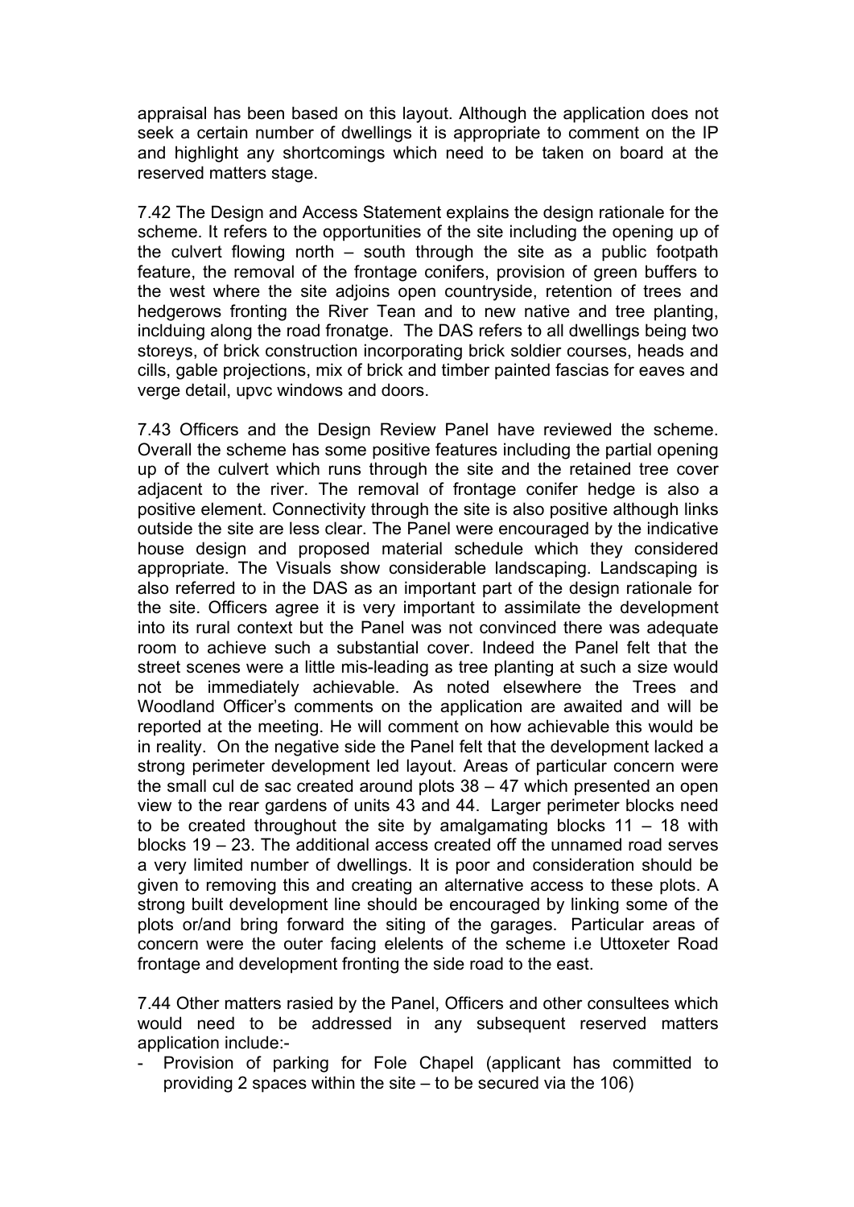appraisal has been based on this layout. Although the application does not seek a certain number of dwellings it is appropriate to comment on the IP and highlight any shortcomings which need to be taken on board at the reserved matters stage.

7.42 The Design and Access Statement explains the design rationale for the scheme. It refers to the opportunities of the site including the opening up of the culvert flowing north – south through the site as a public footpath feature, the removal of the frontage conifers, provision of green buffers to the west where the site adjoins open countryside, retention of trees and hedgerows fronting the River Tean and to new native and tree planting, inclduing along the road fronatge. The DAS refers to all dwellings being two storeys, of brick construction incorporating brick soldier courses, heads and cills, gable projections, mix of brick and timber painted fascias for eaves and verge detail, upvc windows and doors.

7.43 Officers and the Design Review Panel have reviewed the scheme. Overall the scheme has some positive features including the partial opening up of the culvert which runs through the site and the retained tree cover adjacent to the river. The removal of frontage conifer hedge is also a positive element. Connectivity through the site is also positive although links outside the site are less clear. The Panel were encouraged by the indicative house design and proposed material schedule which they considered appropriate. The Visuals show considerable landscaping. Landscaping is also referred to in the DAS as an important part of the design rationale for the site. Officers agree it is very important to assimilate the development into its rural context but the Panel was not convinced there was adequate room to achieve such a substantial cover. Indeed the Panel felt that the street scenes were a little mis-leading as tree planting at such a size would not be immediately achievable. As noted elsewhere the Trees and Woodland Officer's comments on the application are awaited and will be reported at the meeting. He will comment on how achievable this would be in reality. On the negative side the Panel felt that the development lacked a strong perimeter development led layout. Areas of particular concern were the small cul de sac created around plots 38 – 47 which presented an open view to the rear gardens of units 43 and 44. Larger perimeter blocks need to be created throughout the site by amalgamating blocks 11 – 18 with blocks 19 – 23. The additional access created off the unnamed road serves a very limited number of dwellings. It is poor and consideration should be given to removing this and creating an alternative access to these plots. A strong built development line should be encouraged by linking some of the plots or/and bring forward the siting of the garages. Particular areas of concern were the outer facing elelents of the scheme i.e Uttoxeter Road frontage and development fronting the side road to the east.

7.44 Other matters rasied by the Panel, Officers and other consultees which would need to be addressed in any subsequent reserved matters application include:-

- Provision of parking for Fole Chapel (applicant has committed to providing 2 spaces within the site – to be secured via the 106)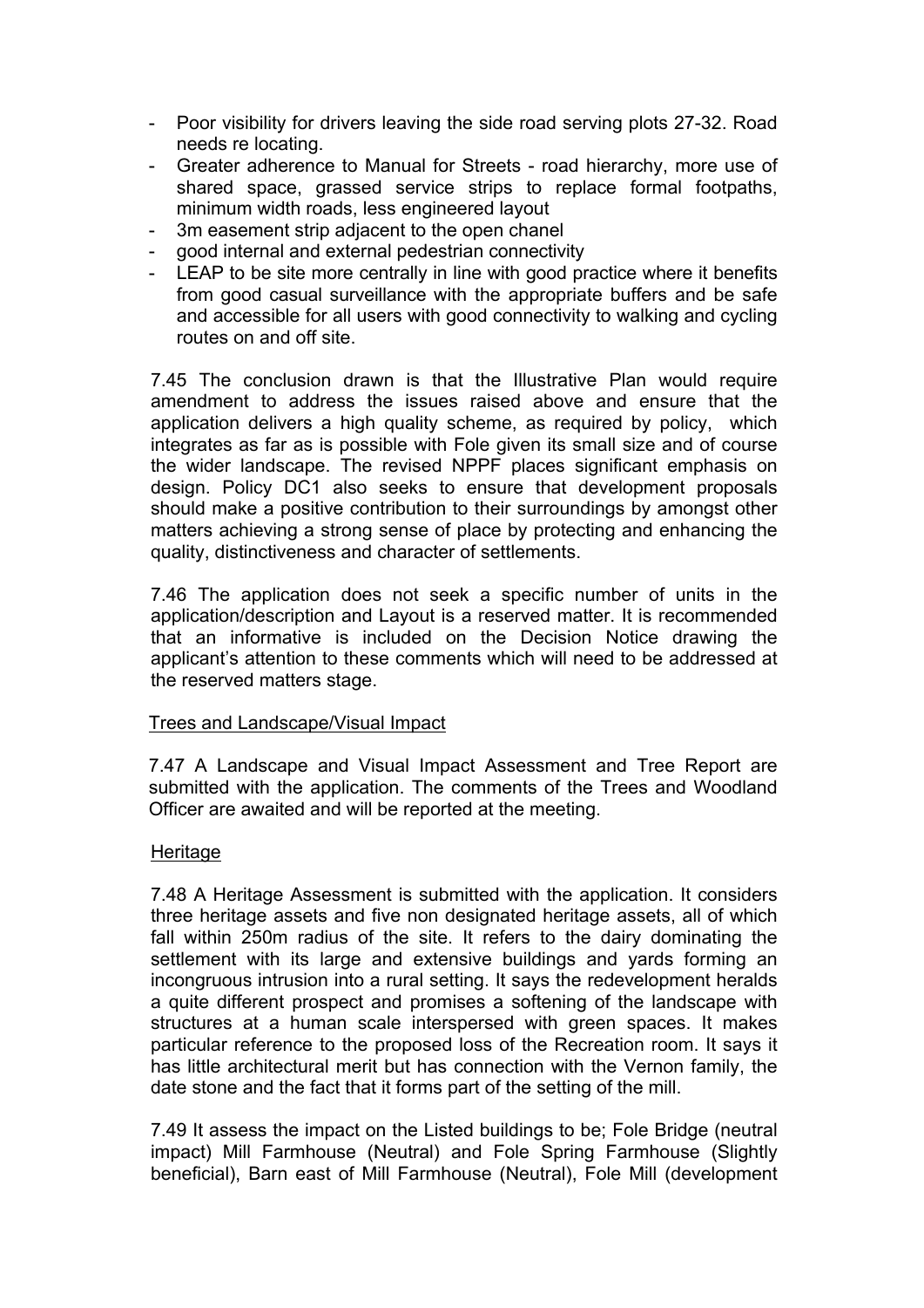- Poor visibility for drivers leaving the side road serving plots 27-32. Road needs re locating.
- Greater adherence to Manual for Streets - road hierarchy, more use of shared space, grassed service strips to replace formal footpaths, minimum width roads, less engineered layout
- 3m easement strip adjacent to the open chanel
- good internal and external pedestrian connectivity
- LEAP to be site more centrally in line with good practice where it benefits from good casual surveillance with the appropriate buffers and be safe and accessible for all users with good connectivity to walking and cycling routes on and off site.

7.45 The conclusion drawn is that the Illustrative Plan would require amendment to address the issues raised above and ensure that the application delivers a high quality scheme, as required by policy, which integrates as far as is possible with Fole given its small size and of course the wider landscape. The revised NPPF places significant emphasis on design. Policy DC1 also seeks to ensure that development proposals should make a positive contribution to their surroundings by amongst other matters achieving a strong sense of place by protecting and enhancing the quality, distinctiveness and character of settlements.

7.46 The application does not seek a specific number of units in the application/description and Layout is a reserved matter. It is recommended that an informative is included on the Decision Notice drawing the applicant's attention to these comments which will need to be addressed at the reserved matters stage.

Trees and Landscape/Visual Impact

7.47 A Landscape and Visual Impact Assessment and Tree Report are submitted with the application. The comments of the Trees and Woodland Officer are awaited and will be reported at the meeting.

Heritage

7.48 A Heritage Assessment is submitted with the application. It considers three heritage assets and five non designated heritage assets, all of which fall within 250m radius of the site. It refers to the dairy dominating the settlement with its large and extensive buildings and yards forming an incongruous intrusion into a rural setting. It says the redevelopment heralds a quite different prospect and promises a softening of the landscape with structures at a human scale interspersed with green spaces. It makes particular reference to the proposed loss of the Recreation room. It says it has little architectural merit but has connection with the Vernon family, the date stone and the fact that it forms part of the setting of the mill.

7.49 It assess the impact on the Listed buildings to be; Fole Bridge (neutral impact) Mill Farmhouse (Neutral) and Fole Spring Farmhouse (Slightly beneficial), Barn east of Mill Farmhouse (Neutral), Fole Mill (development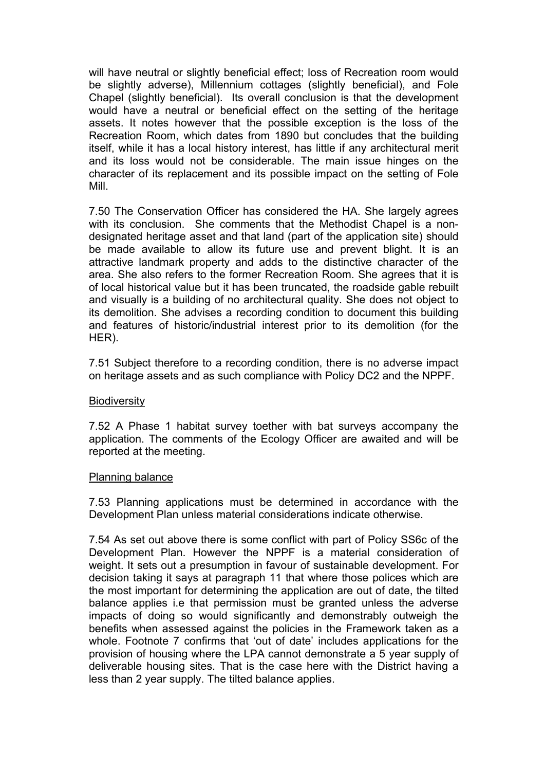will have neutral or slightly beneficial effect; loss of Recreation room would be slightly adverse), Millennium cottages (slightly beneficial), and Fole Chapel (slightly beneficial). Its overall conclusion is that the development would have a neutral or beneficial effect on the setting of the heritage assets. It notes however that the possible exception is the loss of the Recreation Room, which dates from 1890 but concludes that the building itself, while it has a local history interest, has little if any architectural merit and its loss would not be considerable. The main issue hinges on the character of its replacement and its possible impact on the setting of Fole Mill.

7.50 The Conservation Officer has considered the HA. She largely agrees with its conclusion. She comments that the Methodist Chapel is a non-designated heritage asset and that land (part of the application site) should be made available to allow its future use and prevent blight. It is an attractive landmark property and adds to the distinctive character of the area. She also refers to the former Recreation Room. She agrees that it is of local historical value but it has been truncated, the roadside gable rebuilt and visually is a building of no architectural quality. She does not object to its demolition. She advises a recording condition to document this building and features of historic/industrial interest prior to its demolition (for the HER).

7.51 Subject therefore to a recording condition, there is no adverse impact on heritage assets and as such compliance with Policy DC2 and the NPPF.

Biodiversity

7.52 A Phase 1 habitat survey toether with bat surveys accompany the application. The comments of the Ecology Officer are awaited and will be reported at the meeting.

Planning balance

7.53 Planning applications must be determined in accordance with the Development Plan unless material considerations indicate otherwise.

7.54 As set out above there is some conflict with part of Policy SS6c of the Development Plan. However the NPPF is a material consideration of weight. It sets out a presumption in favour of sustainable development. For decision taking it says at paragraph 11 that where those polices which are the most important for determining the application are out of date, the tilted balance applies i.e that permission must be granted unless the adverse impacts of doing so would significantly and demonstrably outweigh the benefits when assessed against the policies in the Framework taken as a whole. Footnote 7 confirms that 'out of date' includes applications for the provision of housing where the LPA cannot demonstrate a 5 year supply of deliverable housing sites. That is the case here with the District having a less than 2 year supply. The tilted balance applies.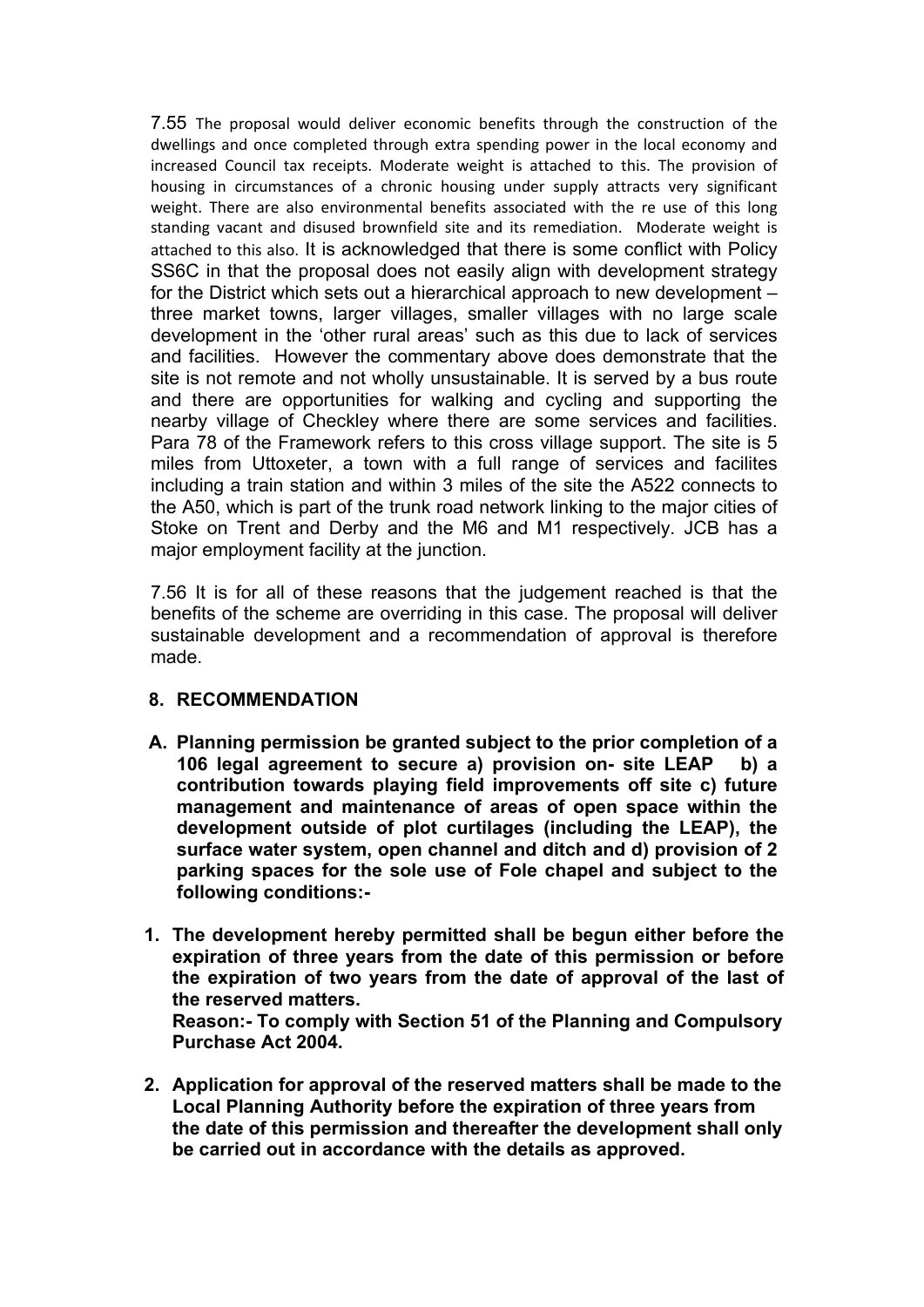7.55 The proposal would deliver economic benefits through the construction of the dwellings and once completed through extra spending power in the local economy and increased Council tax receipts. Moderate weight is attached to this. The provision of housing in circumstances of a chronic housing under supply attracts very significant weight. There are also environmental benefits associated with the re use of this long standing vacant and disused brownfield site and its remediation. Moderate weight is attached to this also. It is acknowledged that there is some conflict with Policy SS6C in that the proposal does not easily align with development strategy for the District which sets out a hierarchical approach to new development – three market towns, larger villages, smaller villages with no large scale development in the 'other rural areas' such as this due to lack of services and facilities. However the commentary above does demonstrate that the site is not remote and not wholly unsustainable. It is served by a bus route and there are opportunities for walking and cycling and supporting the nearby village of Checkley where there are some services and facilities. Para 78 of the Framework refers to this cross village support. The site is 5 miles from Uttoxeter, a town with a full range of services and facilites including a train station and within 3 miles of the site the A522 connects to the A50, which is part of the trunk road network linking to the major cities of Stoke on Trent and Derby and the M6 and M1 respectively. JCB has a major employment facility at the junction.

7.56 It is for all of these reasons that the judgement reached is that the benefits of the scheme are overriding in this case. The proposal will deliver sustainable development and a recommendation of approval is therefore made.

## 8. RECOMMENDATION

**A. Planning permission be granted subject to the prior completion of a 106 legal agreement to secure a) provision on- site LEAP b) a contribution towards playing field improvements off site c) future management and maintenance of areas of open space within the development outside of plot curtilages (including the LEAP), the surface water system, open channel and ditch and d) provision of 2 parking spaces for the sole use of Fole chapel and subject to the following conditions:-**

1. **The development hereby permitted shall be begun either before the expiration of three years from the date of this permission or before the expiration of two years from the date of approval of the last of the reserved matters.**
   **Reason:- To comply with Section 51 of the Planning and Compulsory Purchase Act 2004.**

2. **Application for approval of the reserved matters shall be made to the Local Planning Authority before the expiration of three years from the date of this permission and thereafter the development shall only be carried out in accordance with the details as approved.**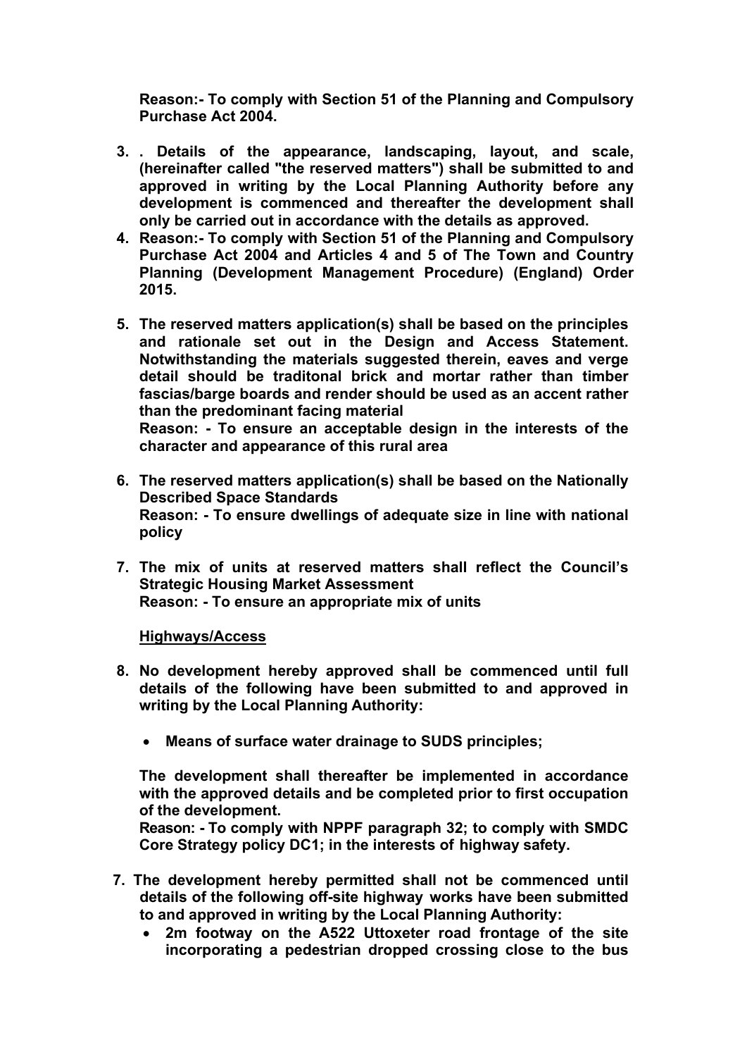**Reason:- To comply with Section 51 of the Planning and Compulsory Purchase Act 2004.**

3. **. Details of the appearance, landscaping, layout, and scale, (hereinafter called "the reserved matters") shall be submitted to and approved in writing by the Local Planning Authority before any development is commenced and thereafter the development shall only be carried out in accordance with the details as approved.**
4. **Reason:- To comply with Section 51 of the Planning and Compulsory Purchase Act 2004 and Articles 4 and 5 of The Town and Country Planning (Development Management Procedure) (England) Order 2015.**

5. **The reserved matters application(s) shall be based on the principles and rationale set out in the Design and Access Statement. Notwithstanding the materials suggested therein, eaves and verge detail should be traditonal brick and mortar rather than timber fascias/barge boards and render should be used as an accent rather than the predominant facing material**
   **Reason: - To ensure an acceptable design in the interests of the character and appearance of this rural area**

6. **The reserved matters application(s) shall be based on the Nationally Described Space Standards**
   **Reason: - To ensure dwellings of adequate size in line with national policy**

7. **The mix of units at reserved matters shall reflect the Council's Strategic Housing Market Assessment**
   **Reason: - To ensure an appropriate mix of units**

**Highways/Access**

8. **No development hereby approved shall be commenced until full details of the following have been submitted to and approved in writing by the Local Planning Authority:**

   - **Means of surface water drainage to SUDS principles;**

   **The development shall thereafter be implemented in accordance with the approved details and be completed prior to first occupation of the development.**
   **Reason: - To comply with NPPF paragraph 32; to comply with SMDC Core Strategy policy DC1; in the interests of highway safety.**

7. **The development hereby permitted shall not be commenced until details of the following off-site highway works have been submitted to and approved in writing by the Local Planning Authority:**
   - **2m footway on the A522 Uttoxeter road frontage of the site incorporating a pedestrian dropped crossing close to the bus**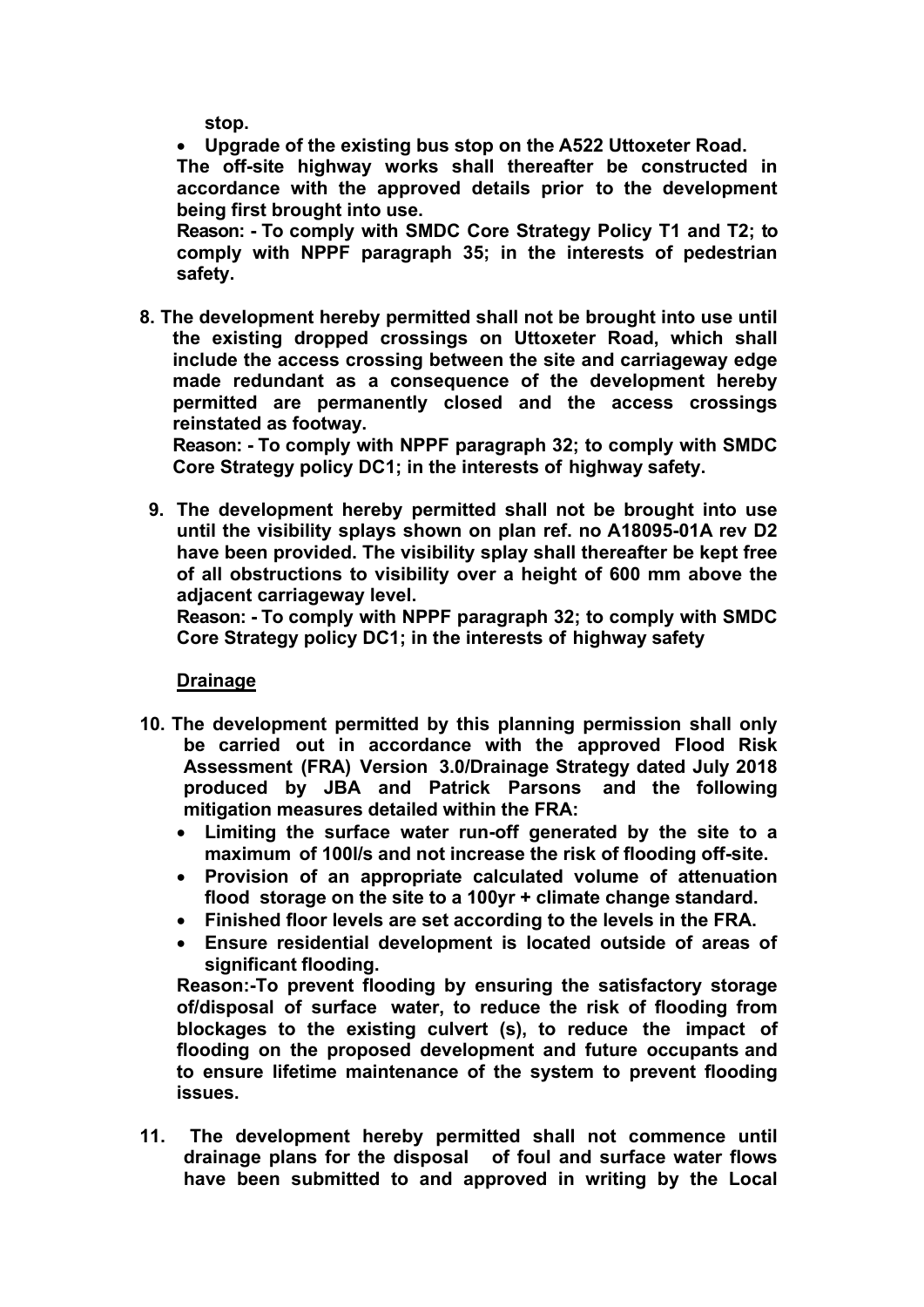**stop.**

- **Upgrade of the existing bus stop on the A522 Uttoxeter Road.**

**The off-site highway works shall thereafter be constructed in accordance with the approved details prior to the development being first brought into use.**

**Reason: - To comply with SMDC Core Strategy Policy T1 and T2; to comply with NPPF paragraph 35; in the interests of pedestrian safety.**

**8. The development hereby permitted shall not be brought into use until the existing dropped crossings on Uttoxeter Road, which shall include the access crossing between the site and carriageway edge made redundant as a consequence of the development hereby permitted are permanently closed and the access crossings reinstated as footway.**

**Reason: - To comply with NPPF paragraph 32; to comply with SMDC Core Strategy policy DC1; in the interests of highway safety.**

**9. The development hereby permitted shall not be brought into use until the visibility splays shown on plan ref. no A18095-01A rev D2 have been provided. The visibility splay shall thereafter be kept free of all obstructions to visibility over a height of 600 mm above the adjacent carriageway level.**

**Reason: - To comply with NPPF paragraph 32; to comply with SMDC Core Strategy policy DC1; in the interests of highway safety**

**<u>Drainage</u>**

**10. The development permitted by this planning permission shall only be carried out in accordance with the approved Flood Risk Assessment (FRA) Version 3.0/Drainage Strategy dated July 2018 produced by JBA and Patrick Parsons and the following mitigation measures detailed within the FRA:**

- **Limiting the surface water run-off generated by the site to a maximum of 100l/s and not increase the risk of flooding off-site.**
- **Provision of an appropriate calculated volume of attenuation flood storage on the site to a 100yr + climate change standard.**
- **Finished floor levels are set according to the levels in the FRA.**
- **Ensure residential development is located outside of areas of significant flooding.**

**Reason:-To prevent flooding by ensuring the satisfactory storage of/disposal of surface water, to reduce the risk of flooding from blockages to the existing culvert (s), to reduce the impact of flooding on the proposed development and future occupants and to ensure lifetime maintenance of the system to prevent flooding issues.**

**11. The development hereby permitted shall not commence until drainage plans for the disposal of foul and surface water flows have been submitted to and approved in writing by the Local**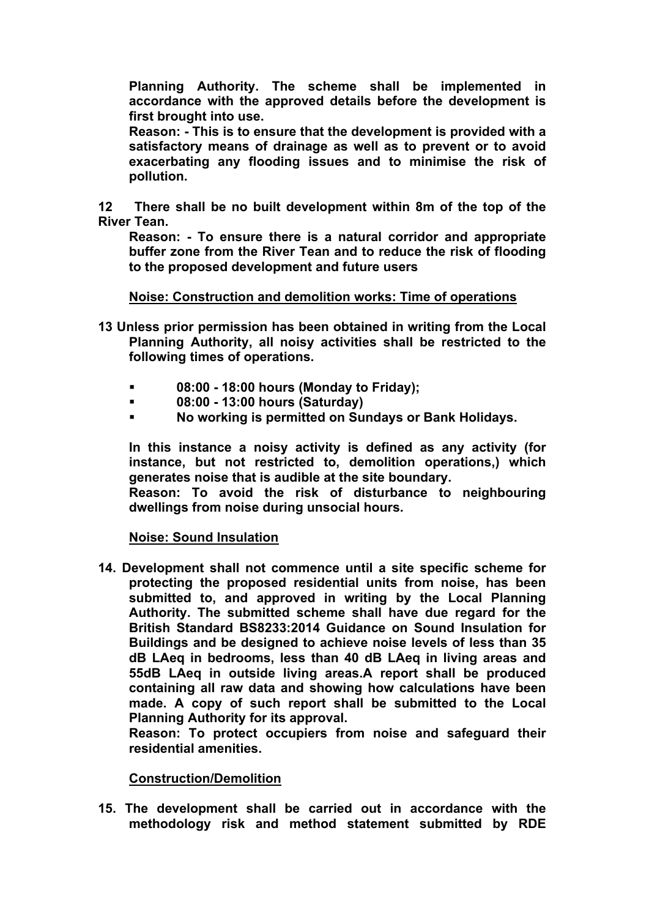**Planning Authority. The scheme shall be implemented in accordance with the approved details before the development is first brought into use.**

**Reason: - This is to ensure that the development is provided with a satisfactory means of drainage as well as to prevent or to avoid exacerbating any flooding issues and to minimise the risk of pollution.**

**12 There shall be no built development within 8m of the top of the River Tean.**

**Reason: - To ensure there is a natural corridor and appropriate buffer zone from the River Tean and to reduce the risk of flooding to the proposed development and future users**

**Noise: Construction and demolition works: Time of operations**

**13 Unless prior permission has been obtained in writing from the Local Planning Authority, all noisy activities shall be restricted to the following times of operations.**

- **08:00 - 18:00 hours (Monday to Friday);**
- **08:00 - 13:00 hours (Saturday)**
- **No working is permitted on Sundays or Bank Holidays.**

**In this instance a noisy activity is defined as any activity (for instance, but not restricted to, demolition operations,) which generates noise that is audible at the site boundary.**

**Reason: To avoid the risk of disturbance to neighbouring dwellings from noise during unsocial hours.**

**Noise: Sound Insulation**

**14. Development shall not commence until a site specific scheme for protecting the proposed residential units from noise, has been submitted to, and approved in writing by the Local Planning Authority. The submitted scheme shall have due regard for the British Standard BS8233:2014 Guidance on Sound Insulation for Buildings and be designed to achieve noise levels of less than 35 dB LAeq in bedrooms, less than 40 dB LAeq in living areas and 55dB LAeq in outside living areas.A report shall be produced containing all raw data and showing how calculations have been made. A copy of such report shall be submitted to the Local Planning Authority for its approval.**

**Reason: To protect occupiers from noise and safeguard their residential amenities.**

**Construction/Demolition**

**15. The development shall be carried out in accordance with the methodology risk and method statement submitted by RDE**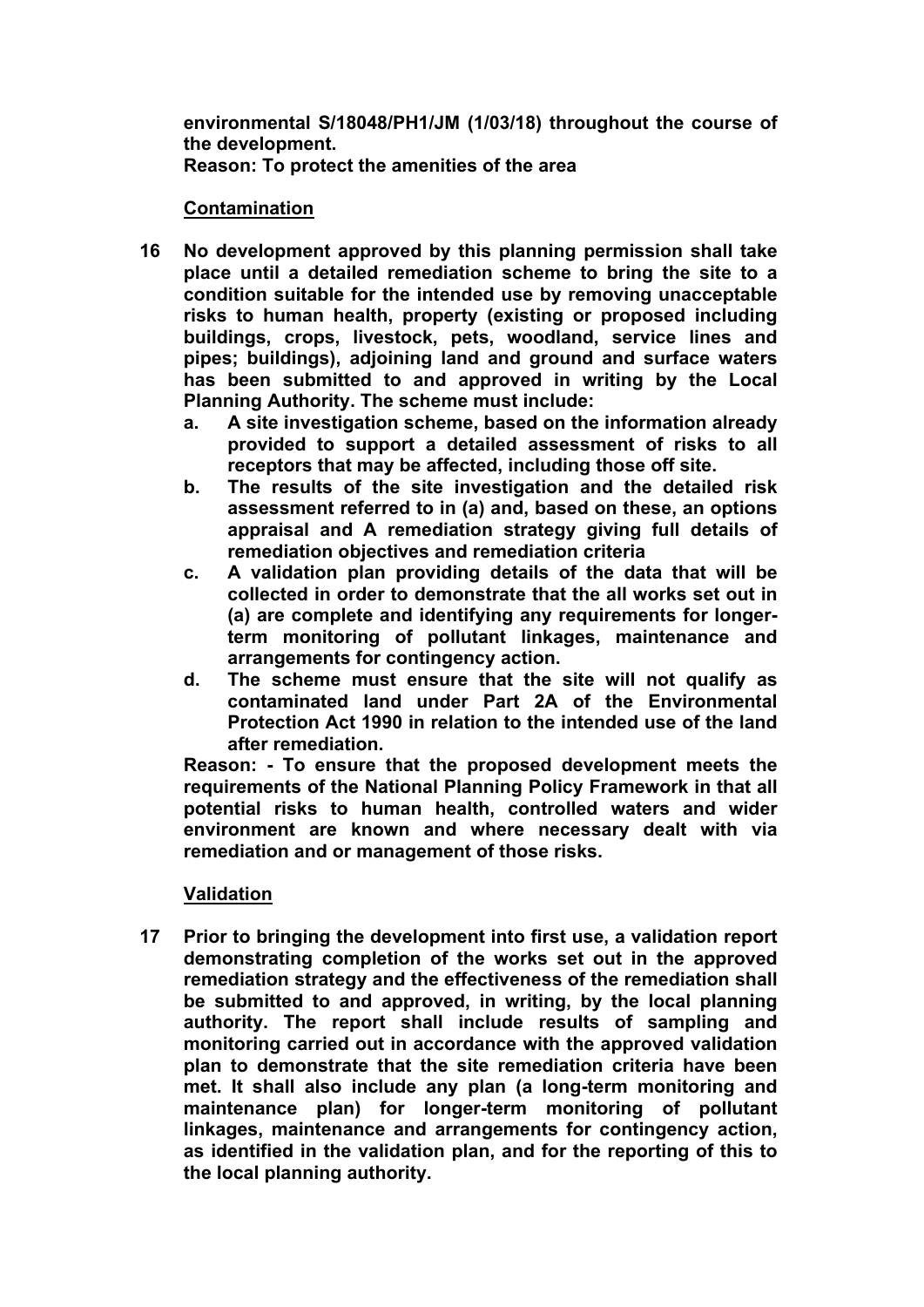**environmental S/18048/PH1/JM (1/03/18) throughout the course of the development.**
**Reason: To protect the amenities of the area**

**Contamination**

**16 No development approved by this planning permission shall take place until a detailed remediation scheme to bring the site to a condition suitable for the intended use by removing unacceptable risks to human health, property (existing or proposed including buildings, crops, livestock, pets, woodland, service lines and pipes; buildings), adjoining land and ground and surface waters has been submitted to and approved in writing by the Local Planning Authority. The scheme must include:**

**a. A site investigation scheme, based on the information already provided to support a detailed assessment of risks to all receptors that may be affected, including those off site.**

**b. The results of the site investigation and the detailed risk assessment referred to in (a) and, based on these, an options appraisal and A remediation strategy giving full details of remediation objectives and remediation criteria**

**c. A validation plan providing details of the data that will be collected in order to demonstrate that the all works set out in (a) are complete and identifying any requirements for longer-term monitoring of pollutant linkages, maintenance and arrangements for contingency action.**

**d. The scheme must ensure that the site will not qualify as contaminated land under Part 2A of the Environmental Protection Act 1990 in relation to the intended use of the land after remediation.**

**Reason: - To ensure that the proposed development meets the requirements of the National Planning Policy Framework in that all potential risks to human health, controlled waters and wider environment are known and where necessary dealt with via remediation and or management of those risks.**

**Validation**

**17 Prior to bringing the development into first use, a validation report demonstrating completion of the works set out in the approved remediation strategy and the effectiveness of the remediation shall be submitted to and approved, in writing, by the local planning authority. The report shall include results of sampling and monitoring carried out in accordance with the approved validation plan to demonstrate that the site remediation criteria have been met. It shall also include any plan (a long-term monitoring and maintenance plan) for longer-term monitoring of pollutant linkages, maintenance and arrangements for contingency action, as identified in the validation plan, and for the reporting of this to the local planning authority.**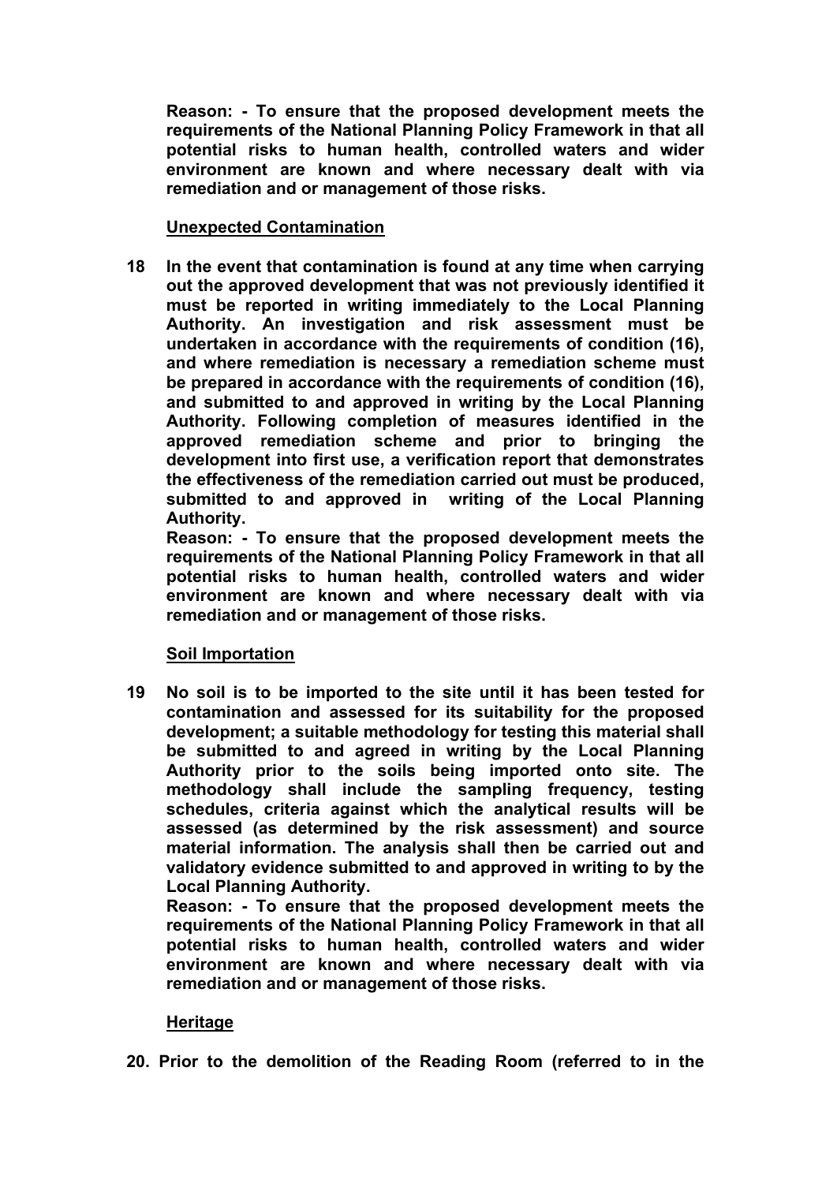**Reason: - To ensure that the proposed development meets the requirements of the National Planning Policy Framework in that all potential risks to human health, controlled waters and wider environment are known and where necessary dealt with via remediation and or management of those risks.**

**Unexpected Contamination**

**18 In the event that contamination is found at any time when carrying out the approved development that was not previously identified it must be reported in writing immediately to the Local Planning Authority. An investigation and risk assessment must be undertaken in accordance with the requirements of condition (16), and where remediation is necessary a remediation scheme must be prepared in accordance with the requirements of condition (16), and submitted to and approved in writing by the Local Planning Authority. Following completion of measures identified in the approved remediation scheme and prior to bringing the development into first use, a verification report that demonstrates the effectiveness of the remediation carried out must be produced, submitted to and approved in writing of the Local Planning Authority.**

**Reason: - To ensure that the proposed development meets the requirements of the National Planning Policy Framework in that all potential risks to human health, controlled waters and wider environment are known and where necessary dealt with via remediation and or management of those risks.**

**Soil Importation**

**19 No soil is to be imported to the site until it has been tested for contamination and assessed for its suitability for the proposed development; a suitable methodology for testing this material shall be submitted to and agreed in writing by the Local Planning Authority prior to the soils being imported onto site. The methodology shall include the sampling frequency, testing schedules, criteria against which the analytical results will be assessed (as determined by the risk assessment) and source material information. The analysis shall then be carried out and validatory evidence submitted to and approved in writing to by the Local Planning Authority.**

**Reason: - To ensure that the proposed development meets the requirements of the National Planning Policy Framework in that all potential risks to human health, controlled waters and wider environment are known and where necessary dealt with via remediation and or management of those risks.**

**Heritage**

**20. Prior to the demolition of the Reading Room (referred to in the**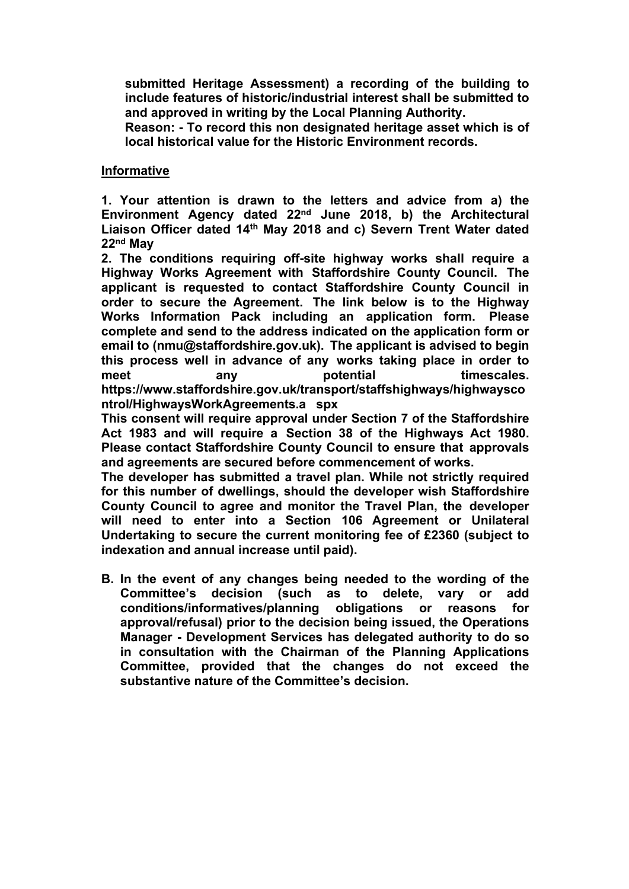**submitted Heritage Assessment) a recording of the building to include features of historic/industrial interest shall be submitted to and approved in writing by the Local Planning Authority.**

**Reason: - To record this non designated heritage asset which is of local historical value for the Historic Environment records.**

**Informative**

**1. Your attention is drawn to the letters and advice from a) the Environment Agency dated 22nd June 2018, b) the Architectural Liaison Officer dated 14th May 2018 and c) Severn Trent Water dated 22nd May**

**2. The conditions requiring off-site highway works shall require a Highway Works Agreement with Staffordshire County Council. The applicant is requested to contact Staffordshire County Council in order to secure the Agreement. The link below is to the Highway Works Information Pack including an application form. Please complete and send to the address indicated on the application form or email to (nmu@staffordshire.gov.uk). The applicant is advised to begin this process well in advance of any works taking place in order to meet any potential timescales. https://www.staffordshire.gov.uk/transport/staffshighways/highwayscontrol/HighwaysWorkAgreements.aspx**

**This consent will require approval under Section 7 of the Staffordshire Act 1983 and will require a Section 38 of the Highways Act 1980. Please contact Staffordshire County Council to ensure that approvals and agreements are secured before commencement of works.**

**The developer has submitted a travel plan. While not strictly required for this number of dwellings, should the developer wish Staffordshire County Council to agree and monitor the Travel Plan, the developer will need to enter into a Section 106 Agreement or Unilateral Undertaking to secure the current monitoring fee of £2360 (subject to indexation and annual increase until paid).**

**B. In the event of any changes being needed to the wording of the Committee's decision (such as to delete, vary or add conditions/informatives/planning obligations or reasons for approval/refusal) prior to the decision being issued, the Operations Manager - Development Services has delegated authority to do so in consultation with the Chairman of the Planning Applications Committee, provided that the changes do not exceed the substantive nature of the Committee's decision.**